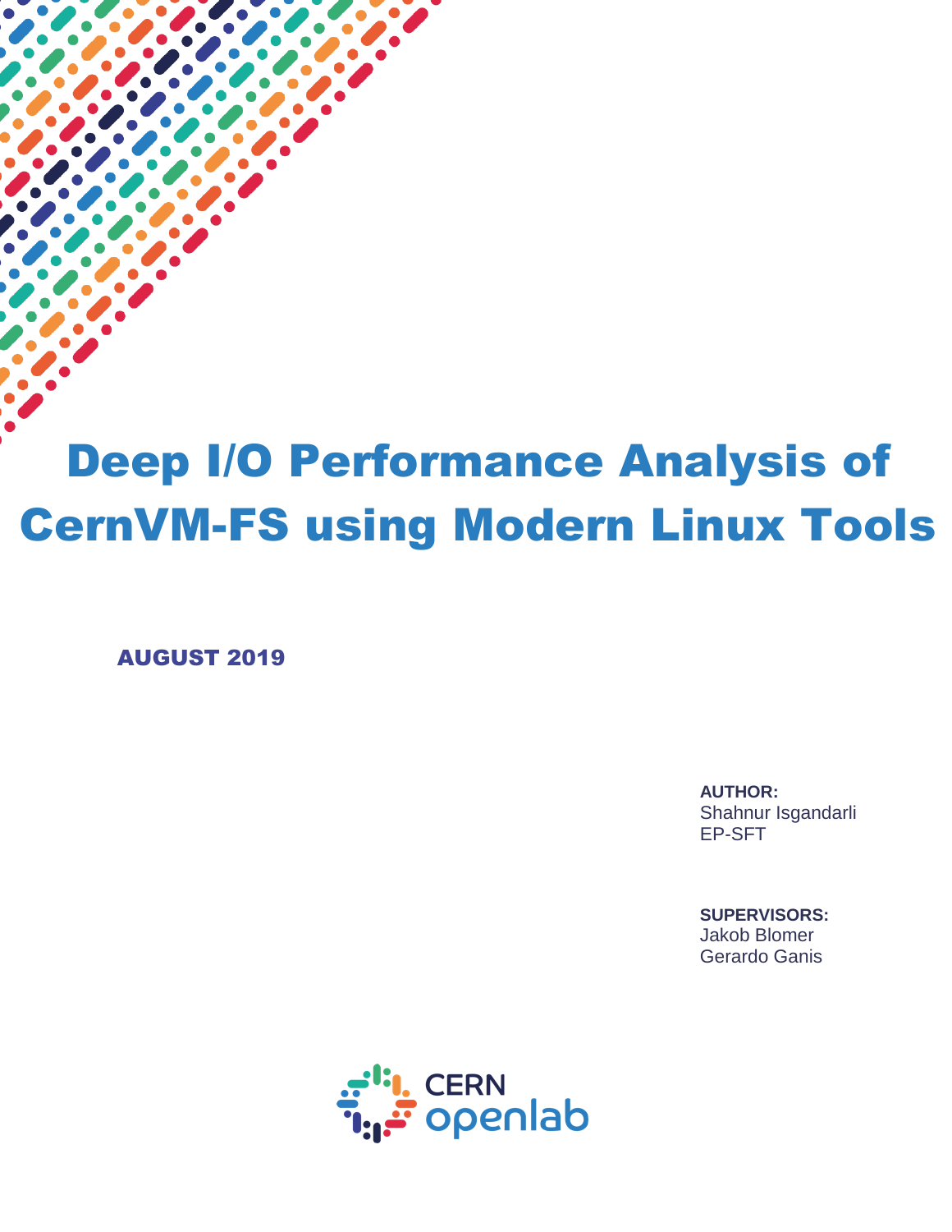# Deep I/O Performance Analysis of CernVM-FS using Modern Linux Tools

AUGUST 2019

**AUTHOR:**
Shahnur Isgandarli
EP-SFT

**SUPERVISORS:**
Jakob Blomer
Gerardo Ganis

CERN openlab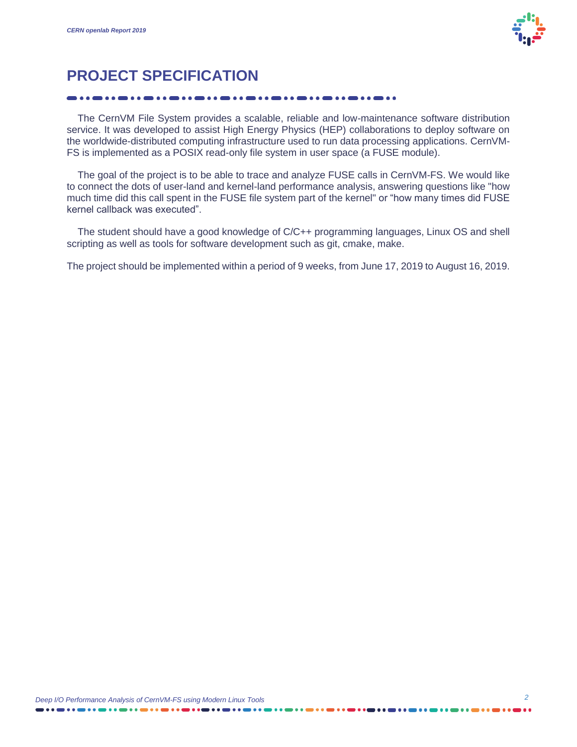# PROJECT SPECIFICATION

The CernVM File System provides a scalable, reliable and low-maintenance software distribution service. It was developed to assist High Energy Physics (HEP) collaborations to deploy software on the worldwide-distributed computing infrastructure used to run data processing applications. CernVM-FS is implemented as a POSIX read-only file system in user space (a FUSE module).

The goal of the project is to be able to trace and analyze FUSE calls in CernVM-FS. We would like to connect the dots of user-land and kernel-land performance analysis, answering questions like "how much time did this call spent in the FUSE file system part of the kernel" or “how many times did FUSE kernel callback was executed”.

The student should have a good knowledge of C/C++ programming languages, Linux OS and shell scripting as well as tools for software development such as git, cmake, make.

The project should be implemented within a period of 9 weeks, from June 17, 2019 to August 16, 2019.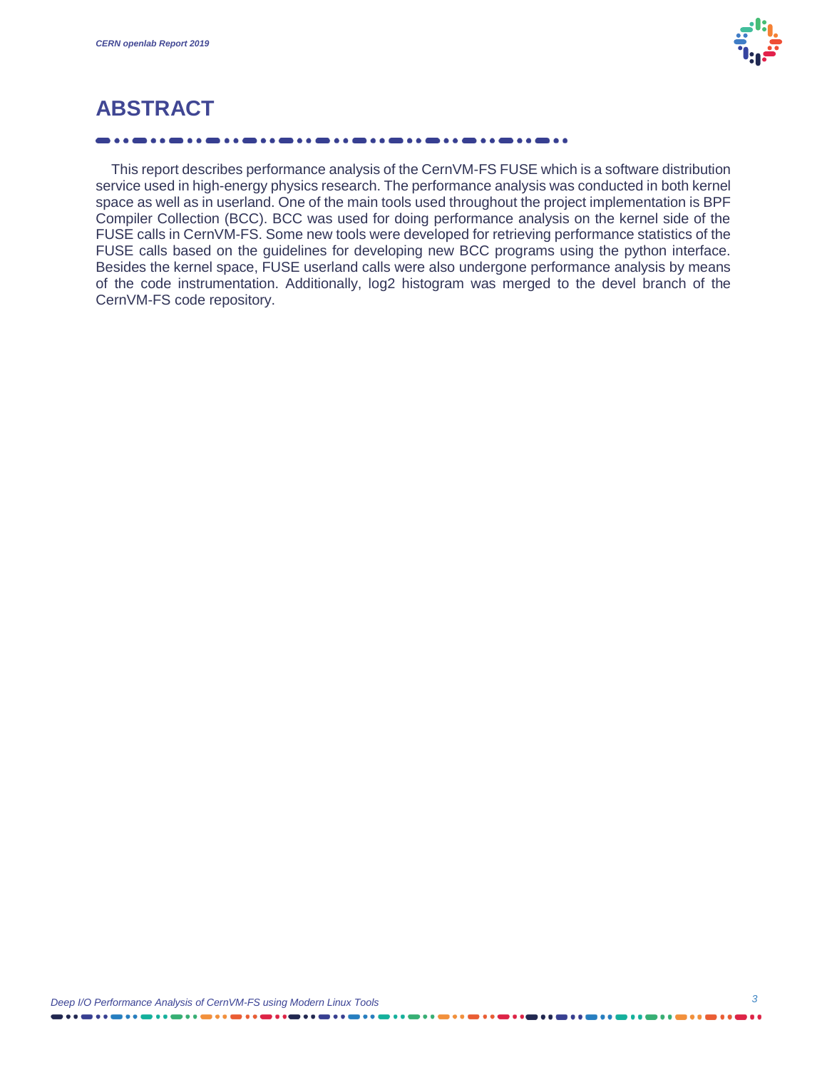# ABSTRACT

This report describes performance analysis of the CernVM-FS FUSE which is a software distribution service used in high-energy physics research. The performance analysis was conducted in both kernel space as well as in userland. One of the main tools used throughout the project implementation is BPF Compiler Collection (BCC). BCC was used for doing performance analysis on the kernel side of the FUSE calls in CernVM-FS. Some new tools were developed for retrieving performance statistics of the FUSE calls based on the guidelines for developing new BCC programs using the python interface. Besides the kernel space, FUSE userland calls were also undergone performance analysis by means of the code instrumentation. Additionally, log2 histogram was merged to the devel branch of the CernVM-FS code repository.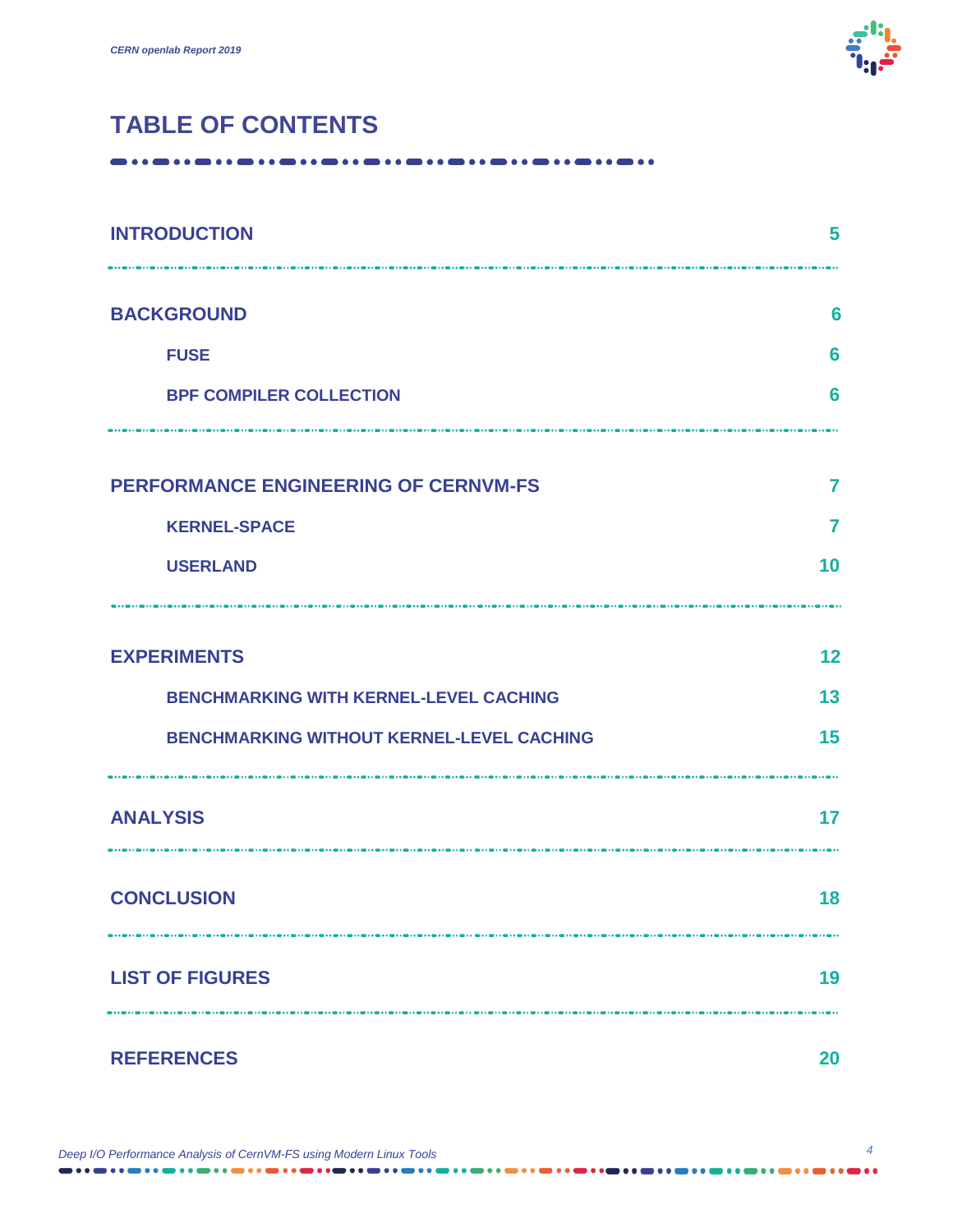# TABLE OF CONTENTS

| | |
|---|---|
| **INTRODUCTION** | 5 |
| **BACKGROUND** | 6 |
| &nbsp;&nbsp;&nbsp;&nbsp;**FUSE** | 6 |
| &nbsp;&nbsp;&nbsp;&nbsp;**BPF COMPILER COLLECTION** | 6 |
| **PERFORMANCE ENGINEERING OF CERNVM-FS** | 7 |
| &nbsp;&nbsp;&nbsp;&nbsp;**KERNEL-SPACE** | 7 |
| &nbsp;&nbsp;&nbsp;&nbsp;**USERLAND** | 10 |
| **EXPERIMENTS** | 12 |
| &nbsp;&nbsp;&nbsp;&nbsp;**BENCHMARKING WITH KERNEL-LEVEL CACHING** | 13 |
| &nbsp;&nbsp;&nbsp;&nbsp;**BENCHMARKING WITHOUT KERNEL-LEVEL CACHING** | 15 |
| **ANALYSIS** | 17 |
| **CONCLUSION** | 18 |
| **LIST OF FIGURES** | 19 |
| **REFERENCES** | 20 |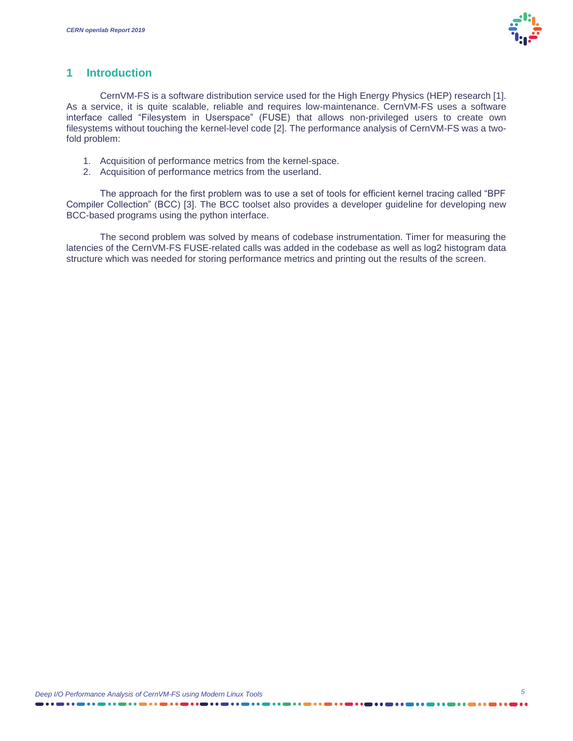# 1 Introduction

CernVM-FS is a software distribution service used for the High Energy Physics (HEP) research [1]. As a service, it is quite scalable, reliable and requires low-maintenance. CernVM-FS uses a software interface called "Filesystem in Userspace" (FUSE) that allows non-privileged users to create own filesystems without touching the kernel-level code [2]. The performance analysis of CernVM-FS was a two-fold problem:

1. Acquisition of performance metrics from the kernel-space.
2. Acquisition of performance metrics from the userland.

The approach for the first problem was to use a set of tools for efficient kernel tracing called "BPF Compiler Collection" (BCC) [3]. The BCC toolset also provides a developer guideline for developing new BCC-based programs using the python interface.

The second problem was solved by means of codebase instrumentation. Timer for measuring the latencies of the CernVM-FS FUSE-related calls was added in the codebase as well as log2 histogram data structure which was needed for storing performance metrics and printing out the results of the screen.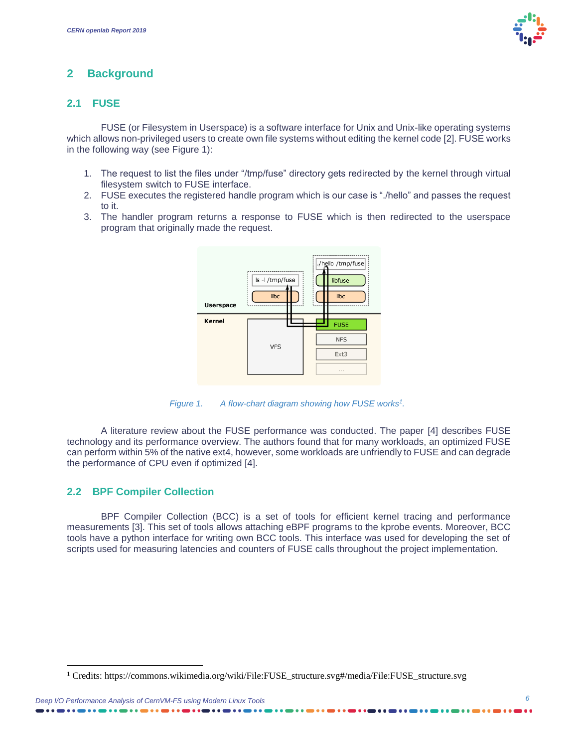# 2 Background

## 2.1 FUSE

FUSE (or Filesystem in Userspace) is a software interface for Unix and Unix-like operating systems which allows non-privileged users to create own file systems without editing the kernel code [2]. FUSE works in the following way (see Figure 1):

1. The request to list the files under "/tmp/fuse" directory gets redirected by the kernel through virtual filesystem switch to FUSE interface.
2. FUSE executes the registered handle program which is our case is "./hello" and passes the request to it.
3. The handler program returns a response to FUSE which is then redirected to the userspace program that originally made the request.

*Figure 1. A flow-chart diagram showing how FUSE works[1].*

A literature review about the FUSE performance was conducted. The paper [4] describes FUSE technology and its performance overview. The authors found that for many workloads, an optimized FUSE can perform within 5% of the native ext4, however, some workloads are unfriendly to FUSE and can degrade the performance of CPU even if optimized [4].

## 2.2 BPF Compiler Collection

BPF Compiler Collection (BCC) is a set of tools for efficient kernel tracing and performance measurements [3]. This set of tools allows attaching eBPF programs to the kprobe events. Moreover, BCC tools have a python interface for writing own BCC tools. This interface was used for developing the set of scripts used for measuring latencies and counters of FUSE calls throughout the project implementation.

---

[1] Credits: https://commons.wikimedia.org/wiki/File:FUSE_structure.svg#/media/File:FUSE_structure.svg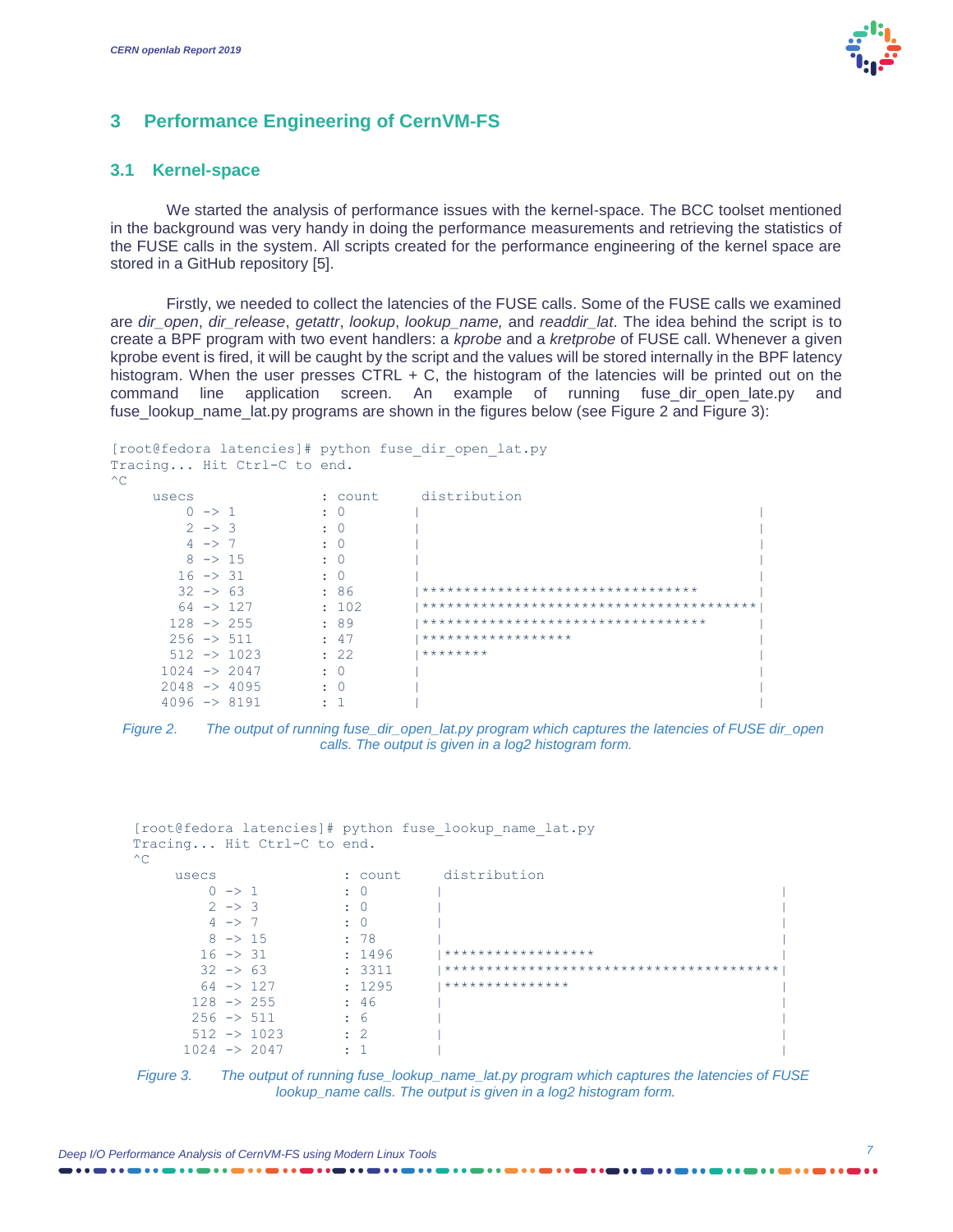## 3 Performance Engineering of CernVM-FS

### 3.1 Kernel-space

We started the analysis of performance issues with the kernel-space. The BCC toolset mentioned in the background was very handy in doing the performance measurements and retrieving the statistics of the FUSE calls in the system. All scripts created for the performance engineering of the kernel space are stored in a GitHub repository [5].

Firstly, we needed to collect the latencies of the FUSE calls. Some of the FUSE calls we examined are *dir_open*, *dir_release*, *getattr*, *lookup*, *lookup_name,* and *readdir_lat*. The idea behind the script is to create a BPF program with two event handlers: a *kprobe* and a *kretprobe* of FUSE call. Whenever a given kprobe event is fired, it will be caught by the script and the values will be stored internally in the BPF latency histogram. When the user presses CTRL + C, the histogram of the latencies will be printed out on the command line application screen. An example of running fuse_dir_open_late.py and fuse_lookup_name_lat.py programs are shown in the figures below (see Figure 2 and Figure 3):

```
[root@fedora latencies]# python fuse_dir_open_lat.py
Tracing... Hit Ctrl-C to end.
^C
     usecs               : count     distribution
         0 -> 1          : 0        |                                        |
         2 -> 3          : 0        |                                        |
         4 -> 7          : 0        |                                        |
         8 -> 15         : 0        |                                        |
        16 -> 31         : 0        |                                        |
        32 -> 63         : 86       |*********************************       |
        64 -> 127        : 102      |****************************************|
       128 -> 255        : 89       |**********************************      |
       256 -> 511        : 47       |******************                      |
       512 -> 1023       : 22       |********                                |
      1024 -> 2047       : 0        |                                        |
      2048 -> 4095       : 0        |                                        |
      4096 -> 8191       : 1        |                                        |
```

*Figure 2. The output of running fuse_dir_open_lat.py program which captures the latencies of FUSE dir_open calls. The output is given in a log2 histogram form.*

```
[root@fedora latencies]# python fuse_lookup_name_lat.py
Tracing... Hit Ctrl-C to end.
^C
     usecs               : count     distribution
         0 -> 1          : 0        |                                        |
         2 -> 3          : 0        |                                        |
         4 -> 7          : 0        |                                        |
         8 -> 15         : 78       |                                        |
        16 -> 31         : 1496     |******************                      |
        32 -> 63         : 3311     |****************************************|
        64 -> 127        : 1295     |***************                         |
       128 -> 255        : 46       |                                        |
       256 -> 511        : 6        |                                        |
       512 -> 1023       : 2        |                                        |
      1024 -> 2047       : 1        |                                        |
```

*Figure 3. The output of running fuse_lookup_name_lat.py program which captures the latencies of FUSE lookup_name calls. The output is given in a log2 histogram form.*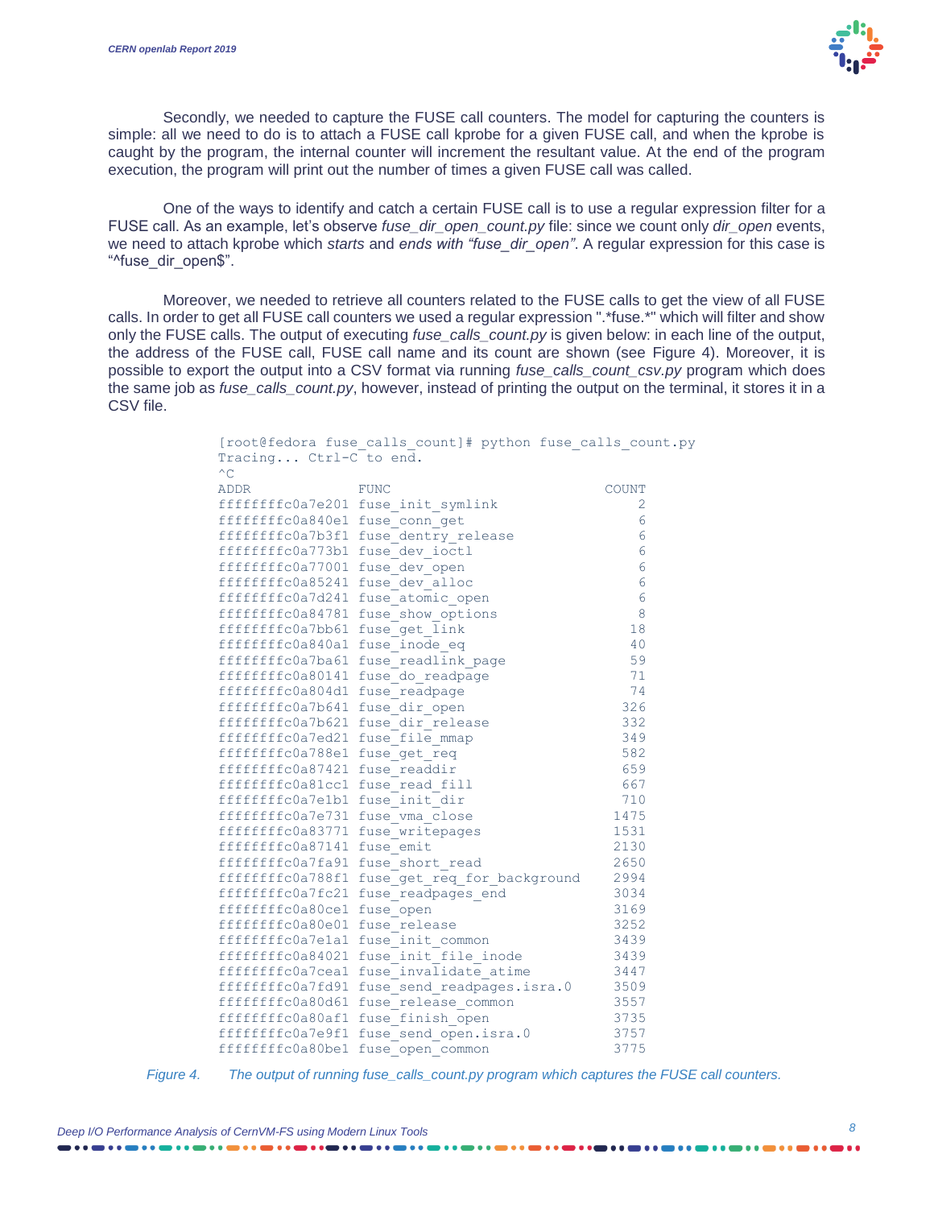Secondly, we needed to capture the FUSE call counters. The model for capturing the counters is simple: all we need to do is to attach a FUSE call kprobe for a given FUSE call, and when the kprobe is caught by the program, the internal counter will increment the resultant value. At the end of the program execution, the program will print out the number of times a given FUSE call was called.

One of the ways to identify and catch a certain FUSE call is to use a regular expression filter for a FUSE call. As an example, let's observe *fuse_dir_open_count.py* file: since we count only *dir_open* events, we need to attach kprobe which *starts* and *ends with "fuse_dir_open"*. A regular expression for this case is "^fuse_dir_open$".

Moreover, we needed to retrieve all counters related to the FUSE calls to get the view of all FUSE calls. In order to get all FUSE call counters we used a regular expression ".*fuse.*" which will filter and show only the FUSE calls. The output of executing *fuse_calls_count.py* is given below: in each line of the output, the address of the FUSE call, FUSE call name and its count are shown (see Figure 4). Moreover, it is possible to export the output into a CSV format via running *fuse_calls_count_csv.py* program which does the same job as *fuse_calls_count.py*, however, instead of printing the output on the terminal, it stores it in a CSV file.

```
[root@fedora fuse_calls_count]# python fuse_calls_count.py
Tracing... Ctrl-C to end.
^C
ADDR             FUNC                             COUNT
ffffffffc0a7e201 fuse_init_symlink                    2
ffffffffc0a840e1 fuse_conn_get                        6
ffffffffc0a7b3f1 fuse_dentry_release                  6
ffffffffc0a773b1 fuse_dev_ioctl                       6
ffffffffc0a77001 fuse_dev_open                        6
ffffffffc0a85241 fuse_dev_alloc                       6
ffffffffc0a7d241 fuse_atomic_open                     6
ffffffffc0a84781 fuse_show_options                    8
ffffffffc0a7bb61 fuse_get_link                       18
ffffffffc0a840a1 fuse_inode_eq                       40
ffffffffc0a7ba61 fuse_readlink_page                  59
ffffffffc0a80141 fuse_do_readpage                    71
ffffffffc0a804d1 fuse_readpage                       74
ffffffffc0a7b641 fuse_dir_open                      326
ffffffffc0a7b621 fuse_dir_release                   332
ffffffffc0a7ed21 fuse_file_mmap                     349
ffffffffc0a788e1 fuse_get_req                       582
ffffffffc0a87421 fuse_readdir                       659
ffffffffc0a81cc1 fuse_read_fill                     667
ffffffffc0a7e1b1 fuse_init_dir                      710
ffffffffc0a7e731 fuse_vma_close                    1475
ffffffffc0a83771 fuse_writepages                   1531
ffffffffc0a87141 fuse_emit                         2130
ffffffffc0a7fa91 fuse_short_read                   2650
ffffffffc0a788f1 fuse_get_req_for_background      2994
ffffffffc0a7fc21 fuse_readpages_end                3034
ffffffffc0a80ce1 fuse_open                         3169
ffffffffc0a80e01 fuse_release                      3252
ffffffffc0a7e1a1 fuse_init_common                  3439
ffffffffc0a84021 fuse_init_file_inode              3439
ffffffffc0a7cea1 fuse_invalidate_atime             3447
ffffffffc0a7fd91 fuse_send_readpages.isra.0        3509
ffffffffc0a80d61 fuse_release_common               3557
ffffffffc0a80af1 fuse_finish_open                  3735
ffffffffc0a7e9f1 fuse_send_open.isra.0             3757
ffffffffc0a80be1 fuse_open_common                  3775
```

*Figure 4. The output of running fuse_calls_count.py program which captures the FUSE call counters.*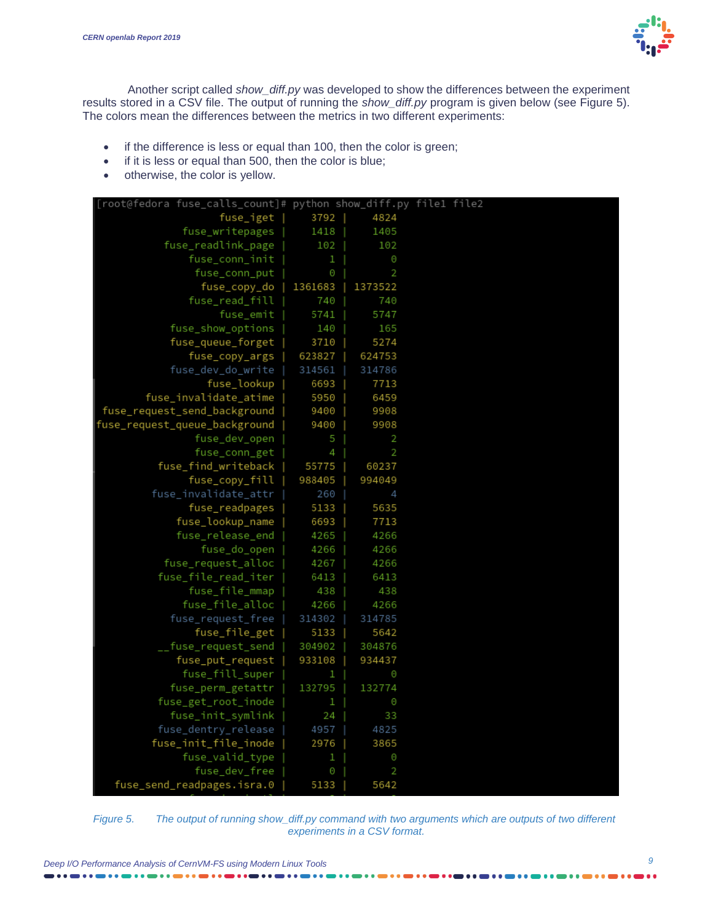Another script called *show_diff.py* was developed to show the differences between the experiment results stored in a CSV file. The output of running the *show_diff.py* program is given below (see Figure 5). The colors mean the differences between the metrics in two different experiments:

- if the difference is less or equal than 100, then the color is green;
- if it is less or equal than 500, then the color is blue;
- otherwise, the color is yellow.

```
[root@fedora fuse_calls_count]# python show_diff.py file1 file2
                     fuse_iget |    3792 |    4824
               fuse_writepages |    1418 |    1405
            fuse_readlink_page |     102 |     102
                fuse_conn_init |       1 |       0
                 fuse_conn_put |       0 |       2
                  fuse_copy_do | 1361683 | 1373522
                fuse_read_fill |     740 |     740
                     fuse_emit |    5741 |    5747
             fuse_show_options |     140 |     165
             fuse_queue_forget |    3710 |    5274
                fuse_copy_args |  623827 |  624753
             fuse_dev_do_write |  314561 |  314786
                   fuse_lookup |    6693 |    7713
         fuse_invalidate_atime |    5950 |    6459
  fuse_request_send_background |    9400 |    9908
 fuse_request_queue_background |    9400 |    9908
                 fuse_dev_open |       5 |       2
                 fuse_conn_get |       4 |       2
            fuse_find_writeback |   55775 |   60237
                fuse_copy_fill |  988405 |  994049
          fuse_invalidate_attr |     260 |       4
                fuse_readpages |    5133 |    5635
              fuse_lookup_name |    6693 |    7713
              fuse_release_end |    4265 |    4266
                  fuse_do_open |    4266 |    4266
            fuse_request_alloc |    4267 |    4266
           fuse_file_read_iter |    6413 |    6413
                fuse_file_mmap |     438 |     438
               fuse_file_alloc |    4266 |    4266
             fuse_request_free |  314302 |  314785
                 fuse_file_get |    5133 |    5642
            __fuse_request_send |  304902 |  304876
              fuse_put_request |  933108 |  934437
               fuse_fill_super |       1 |       0
             fuse_perm_getattr |  132795 |  132774
           fuse_get_root_inode |       1 |       0
             fuse_init_symlink |      24 |      33
           fuse_dentry_release |    4957 |    4825
          fuse_init_file_inode |    2976 |    3865
               fuse_valid_type |       1 |       0
                 fuse_dev_free |       0 |       2
      fuse_send_readpages.isra.0 |    5133 |    5642
```

*Figure 5. The output of running show_diff.py command with two arguments which are outputs of two different experiments in a CSV format.*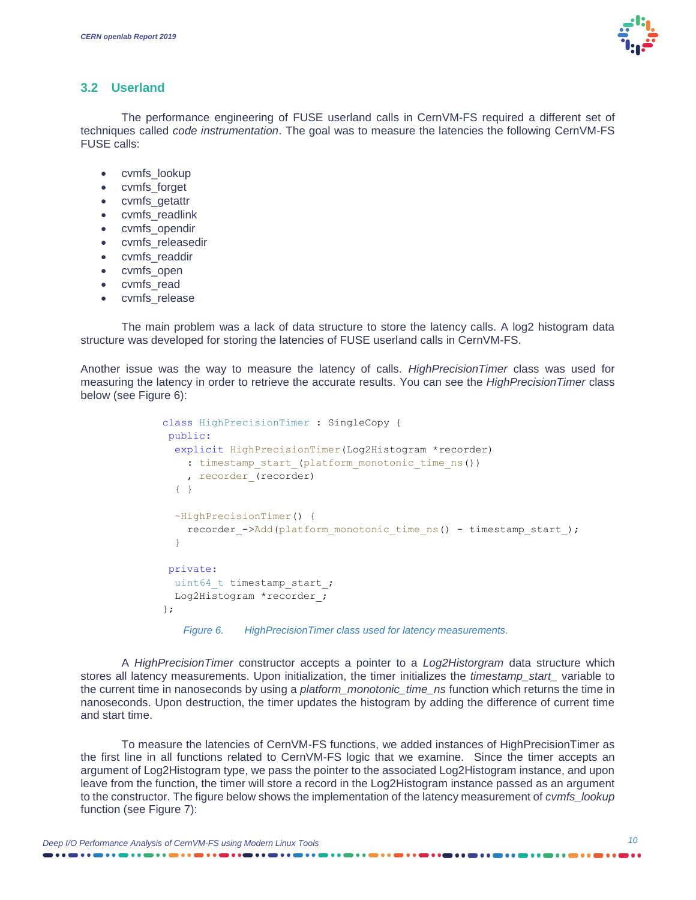## 3.2 Userland

The performance engineering of FUSE userland calls in CernVM-FS required a different set of techniques called *code instrumentation*. The goal was to measure the latencies the following CernVM-FS FUSE calls:

- cvmfs_lookup
- cvmfs_forget
- cvmfs_getattr
- cvmfs_readlink
- cvmfs_opendir
- cvmfs_releasedir
- cvmfs_readdir
- cvmfs_open
- cvmfs_read
- cvmfs_release

The main problem was a lack of data structure to store the latency calls. A log2 histogram data structure was developed for storing the latencies of FUSE userland calls in CernVM-FS.

Another issue was the way to measure the latency of calls. *HighPrecisionTimer* class was used for measuring the latency in order to retrieve the accurate results. You can see the *HighPrecisionTimer* class below (see Figure 6):

```
class HighPrecisionTimer : SingleCopy {
 public:
  explicit HighPrecisionTimer(Log2Histogram *recorder)
    : timestamp_start_(platform_monotonic_time_ns())
    , recorder_(recorder)
  { }

  ~HighPrecisionTimer() {
    recorder_->Add(platform_monotonic_time_ns() - timestamp_start_);
  }

 private:
  uint64_t timestamp_start_;
  Log2Histogram *recorder_;
};
```

*Figure 6. HighPrecisionTimer class used for latency measurements.*

A *HighPrecisionTimer* constructor accepts a pointer to a *Log2Historgram* data structure which stores all latency measurements. Upon initialization, the timer initializes the *timestamp_start_* variable to the current time in nanoseconds by using a *platform_monotonic_time_ns* function which returns the time in nanoseconds. Upon destruction, the timer updates the histogram by adding the difference of current time and start time.

To measure the latencies of CernVM-FS functions, we added instances of HighPrecisionTimer as the first line in all functions related to CernVM-FS logic that we examine. Since the timer accepts an argument of Log2Histogram type, we pass the pointer to the associated Log2Histogram instance, and upon leave from the function, the timer will store a record in the Log2Histogram instance passed as an argument to the constructor. The figure below shows the implementation of the latency measurement of *cvmfs_lookup* function (see Figure 7):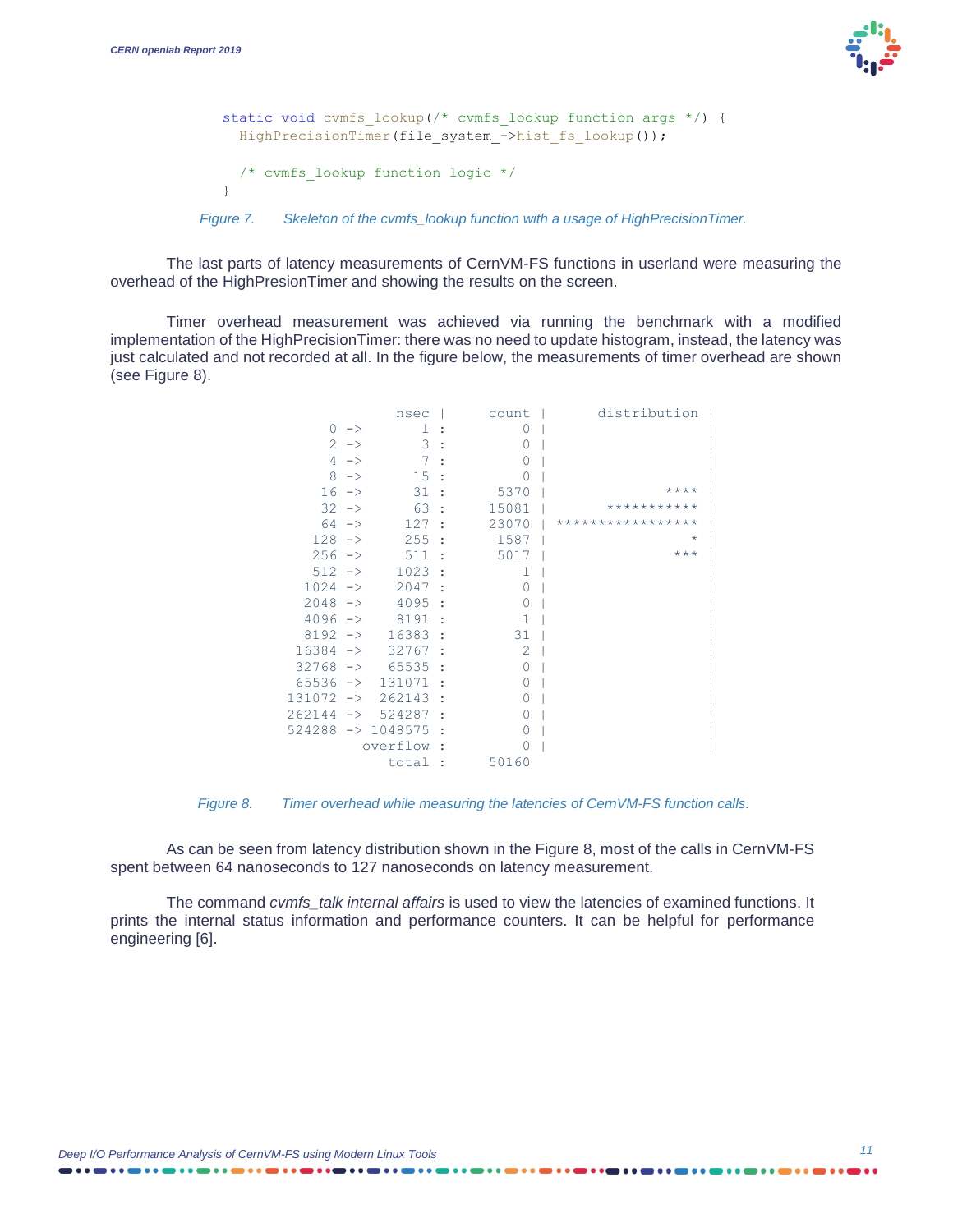```
static void cvmfs_lookup(/* cvmfs_lookup function args */) {
  HighPrecisionTimer(file_system_->hist_fs_lookup());

  /* cvmfs_lookup function logic */
}
```

*Figure 7. Skeleton of the cvmfs_lookup function with a usage of HighPrecisionTimer.*

The last parts of latency measurements of CernVM-FS functions in userland were measuring the overhead of the HighPresionTimer and showing the results on the screen.

Timer overhead measurement was achieved via running the benchmark with a modified implementation of the HighPrecisionTimer: there was no need to update histogram, instead, the latency was just calculated and not recorded at all. In the figure below, the measurements of timer overhead are shown (see Figure 8).

```
                 nsec |      count |      distribution |
      0 ->          1 :          0 |                   |
      2 ->          3 :          0 |                   |
      4 ->          7 :          0 |                   |
      8 ->         15 :          0 |                   |
     16 ->         31 :       5370 |              **** |
     32 ->         63 :      15081 |       *********** |
     64 ->        127 :      23070 | ***************** |
    128 ->        255 :       1587 |                 * |
    256 ->        511 :       5017 |               *** |
    512 ->       1023 :          1 |                   |
   1024 ->       2047 :          0 |                   |
   2048 ->       4095 :          0 |                   |
   4096 ->       8191 :          1 |                   |
   8192 ->      16383 :         31 |                   |
  16384 ->      32767 :          2 |                   |
  32768 ->      65535 :          0 |                   |
  65536 ->     131071 :          0 |                   |
 131072 ->     262143 :          0 |                   |
 262144 ->     524287 :          0 |                   |
 524288 ->    1048575 :          0 |                   |
             overflow :          0 |                   |
                total :      50160
```

*Figure 8. Timer overhead while measuring the latencies of CernVM-FS function calls.*

As can be seen from latency distribution shown in the Figure 8, most of the calls in CernVM-FS spent between 64 nanoseconds to 127 nanoseconds on latency measurement.

The command *cvmfs_talk internal affairs* is used to view the latencies of examined functions. It prints the internal status information and performance counters. It can be helpful for performance engineering [6].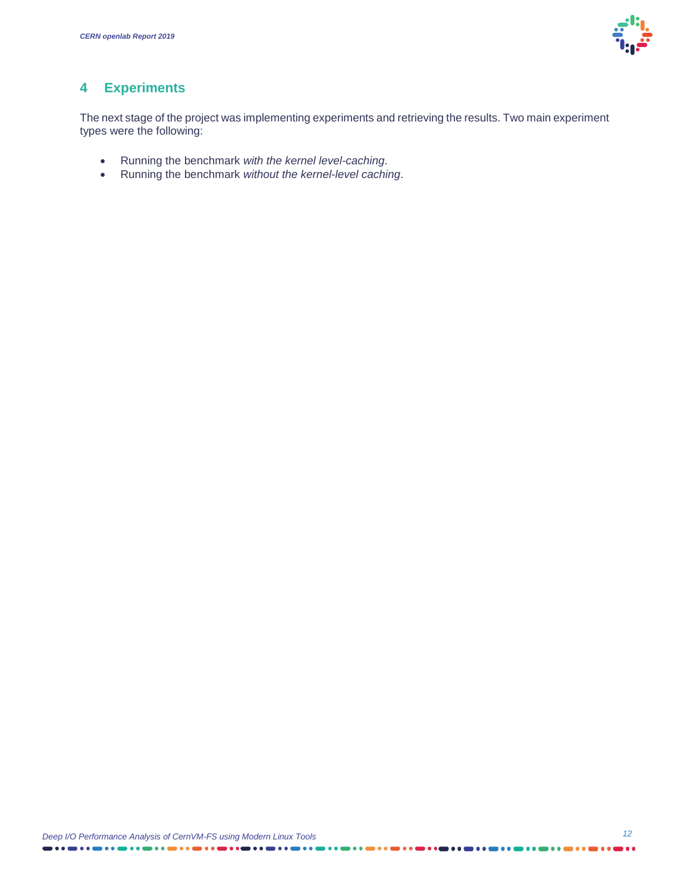## 4 Experiments

The next stage of the project was implementing experiments and retrieving the results. Two main experiment types were the following:

- Running the benchmark *with the kernel level-caching*.
- Running the benchmark *without the kernel-level caching*.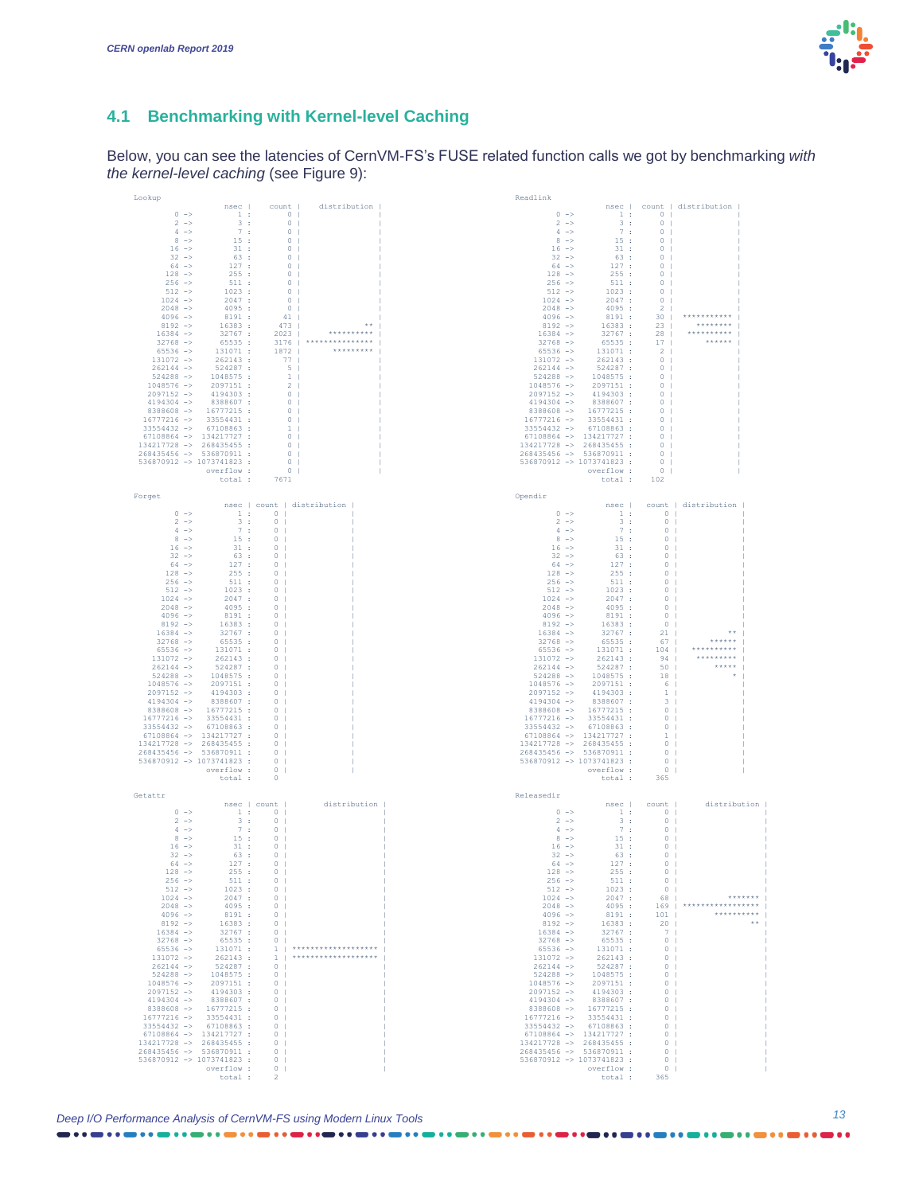## 4.1 Benchmarking with Kernel-level Caching

Below, you can see the latencies of CernVM-FS's FUSE related function calls we got by benchmarking *with the kernel-level caching* (see Figure 9):

```
Lookup
                     nsec |   count  |     distribution     |
        0 ->            1 :        0 |                      |
        2 ->            3 :        0 |                      |
        4 ->            7 :        0 |                      |
        8 ->           15 :        0 |                      |
       16 ->           31 :        0 |                      |
       32 ->           63 :        0 |                      |
       64 ->          127 :        0 |                      |
      128 ->          255 :        0 |                      |
      256 ->          511 :        0 |                      |
      512 ->         1023 :        0 |                      |
     1024 ->         2047 :        0 |                      |
     2048 ->         4095 :        0 |                      |
     4096 ->         8191 :       41 |                      |
     8192 ->        16383 :      473 |                   ** |
    16384 ->        32767 :     2023 |           ********** |
    32768 ->        65535 :     3176 |      *************** |
    65536 ->       131071 :     1872 |            ********* |
   131072 ->       262143 :       77 |                      |
   262144 ->       524287 :        5 |                      |
   524288 ->      1048575 :        1 |                      |
  1048576 ->      2097151 :        2 |                      |
  2097152 ->      4194303 :        0 |                      |
  4194304 ->      8388607 :        0 |                      |
  8388608 ->     16777215 :        0 |                      |
 16777216 ->     33554431 :        0 |                      |
 33554432 ->     67108863 :        1 |                      |
 67108864 ->    134217727 :        0 |                      |
134217728 ->    268435455 :        0 |                      |
268435456 ->    536870911 :        0 |                      |
536870912 ->   1073741823 :        0 |                      |
                 overflow :        0 |                      |
                    total :     7671
```

```
Readlink
                     nsec |  count | distribution |
        0 ->            1 :      0 |              |
        2 ->            3 :      0 |              |
        4 ->            7 :      0 |              |
        8 ->           15 :      0 |              |
       16 ->           31 :      0 |              |
       32 ->           63 :      0 |              |
       64 ->          127 :      0 |              |
      128 ->          255 :      0 |              |
      256 ->          511 :      0 |              |
      512 ->         1023 :      0 |              |
     1024 ->         2047 :      0 |              |
     2048 ->         4095 :      2 |              |
     4096 ->         8191 :     30 |  *********** |
     8192 ->        16383 :     23 |     ******** |
    16384 ->        32767 :     28 |    ********* |
    32768 ->        65535 :     17 |       ****** |
    65536 ->       131071 :      2 |              |
   131072 ->       262143 :      0 |              |
   262144 ->       524287 :      0 |              |
   524288 ->      1048575 :      0 |              |
  1048576 ->      2097151 :      0 |              |
  2097152 ->      4194303 :      0 |              |
  4194304 ->      8388607 :      0 |              |
  8388608 ->     16777215 :      0 |              |
 16777216 ->     33554431 :      0 |              |
 33554432 ->     67108863 :      0 |              |
 67108864 ->    134217727 :      0 |              |
134217728 ->    268435455 :      0 |              |
268435456 ->    536870911 :      0 |              |
536870912 ->   1073741823 :      0 |              |
                 overflow :      0 |              |
                    total :    102
```

```
Forget
                     nsec | count | distribution |
        0 ->            1 :     0 |              |
        2 ->            3 :     0 |              |
        4 ->            7 :     0 |              |
        8 ->           15 :     0 |              |
       16 ->           31 :     0 |              |
       32 ->           63 :     0 |              |
       64 ->          127 :     0 |              |
      128 ->          255 :     0 |              |
      256 ->          511 :     0 |              |
      512 ->         1023 :     0 |              |
     1024 ->         2047 :     0 |              |
     2048 ->         4095 :     0 |              |
     4096 ->         8191 :     0 |              |
     8192 ->        16383 :     0 |              |
    16384 ->        32767 :     0 |              |
    32768 ->        65535 :     0 |              |
    65536 ->       131071 :     0 |              |
   131072 ->       262143 :     0 |              |
   262144 ->       524287 :     0 |              |
   524288 ->      1048575 :     0 |              |
  1048576 ->      2097151 :     0 |              |
  2097152 ->      4194303 :     0 |              |
  4194304 ->      8388607 :     0 |              |
  8388608 ->     16777215 :     0 |              |
 16777216 ->     33554431 :     0 |              |
 33554432 ->     67108863 :     0 |              |
 67108864 ->    134217727 :     0 |              |
134217728 ->    268435455 :     0 |              |
268435456 ->    536870911 :     0 |              |
536870912 ->   1073741823 :     0 |              |
                 overflow :     0 |              |
                    total :     0
```

```
Opendir
                     nsec |  count | distribution |
        0 ->            1 :      0 |              |
        2 ->            3 :      0 |              |
        4 ->            7 :      0 |              |
        8 ->           15 :      0 |              |
       16 ->           31 :      0 |              |
       32 ->           63 :      0 |              |
       64 ->          127 :      0 |              |
      128 ->          255 :      0 |              |
      256 ->          511 :      0 |              |
      512 ->         1023 :      0 |              |
     1024 ->         2047 :      0 |              |
     2048 ->         4095 :      0 |              |
     4096 ->         8191 :      0 |              |
     8192 ->        16383 :      0 |              |
    16384 ->        32767 :     21 |           ** |
    32768 ->        65535 :     67 |       ****** |
    65536 ->       131071 :    104 |   ********** |
   131072 ->       262143 :     94 |    ********* |
   262144 ->       524287 :     50 |        ***** |
   524288 ->      1048575 :     18 |            * |
  1048576 ->      2097151 :      6 |              |
  2097152 ->      4194303 :      1 |              |
  4194304 ->      8388607 :      3 |              |
  8388608 ->     16777215 :      0 |              |
 16777216 ->     33554431 :      0 |              |
 33554432 ->     67108863 :      0 |              |
 67108864 ->    134217727 :      1 |              |
134217728 ->    268435455 :      0 |              |
268435456 ->    536870911 :      0 |              |
536870912 ->   1073741823 :      0 |              |
                 overflow :      0 |              |
                    total :    365
```

```
Getattr
                     nsec | count |     distribution     |
        0 ->            1 :     0 |                      |
        2 ->            3 :     0 |                      |
        4 ->            7 :     0 |                      |
        8 ->           15 :     0 |                      |
       16 ->           31 :     0 |                      |
       32 ->           63 :     0 |                      |
       64 ->          127 :     0 |                      |
      128 ->          255 :     0 |                      |
      256 ->          511 :     0 |                      |
      512 ->         1023 :     0 |                      |
     1024 ->         2047 :     0 |                      |
     2048 ->         4095 :     0 |                      |
     4096 ->         8191 :     0 |                      |
     8192 ->        16383 :     0 |                      |
    16384 ->        32767 :     0 |                      |
    32768 ->        65535 :     0 |                      |
    65536 ->       131071 :     1 | ******************** |
   131072 ->       262143 :     1 | ******************** |
   262144 ->       524287 :     0 |                      |
   524288 ->      1048575 :     0 |                      |
  1048576 ->      2097151 :     0 |                      |
  2097152 ->      4194303 :     0 |                      |
  4194304 ->      8388607 :     0 |                      |
  8388608 ->     16777215 :     0 |                      |
 16777216 ->     33554431 :     0 |                      |
 33554432 ->     67108863 :     0 |                      |
 67108864 ->    134217727 :     0 |                      |
134217728 ->    268435455 :     0 |                      |
268435456 ->    536870911 :     0 |                      |
536870912 ->   1073741823 :     0 |                      |
                 overflow :     0 |                      |
                    total :     2
```

```
Releasedir
                     nsec |  count |     distribution   |
        0 ->            1 :      0 |                    |
        2 ->            3 :      0 |                    |
        4 ->            7 :      0 |                    |
        8 ->           15 :      0 |                    |
       16 ->           31 :      0 |                    |
       32 ->           63 :      0 |                    |
       64 ->          127 :      0 |                    |
      128 ->          255 :      0 |                    |
      256 ->          511 :      0 |                    |
      512 ->         1023 :      0 |                    |
     1024 ->         2047 :     68 |            ******* |
     2048 ->         4095 :    169 |  ***************** |
     4096 ->         8191 :    101 |         ********** |
     8192 ->        16383 :     20 |                 ** |
    16384 ->        32767 :      7 |                    |
    32768 ->        65535 :      0 |                    |
    65536 ->       131071 :      0 |                    |
   131072 ->       262143 :      0 |                    |
   262144 ->       524287 :      0 |                    |
   524288 ->      1048575 :      0 |                    |
  1048576 ->      2097151 :      0 |                    |
  2097152 ->      4194303 :      0 |                    |
  4194304 ->      8388607 :      0 |                    |
  8388608 ->     16777215 :      0 |                    |
 16777216 ->     33554431 :      0 |                    |
 33554432 ->     67108863 :      0 |                    |
 67108864 ->    134217727 :      0 |                    |
134217728 ->    268435455 :      0 |                    |
268435456 ->    536870911 :      0 |                    |
536870912 ->   1073741823 :      0 |                    |
                 overflow :      0 |                    |
                    total :    365
```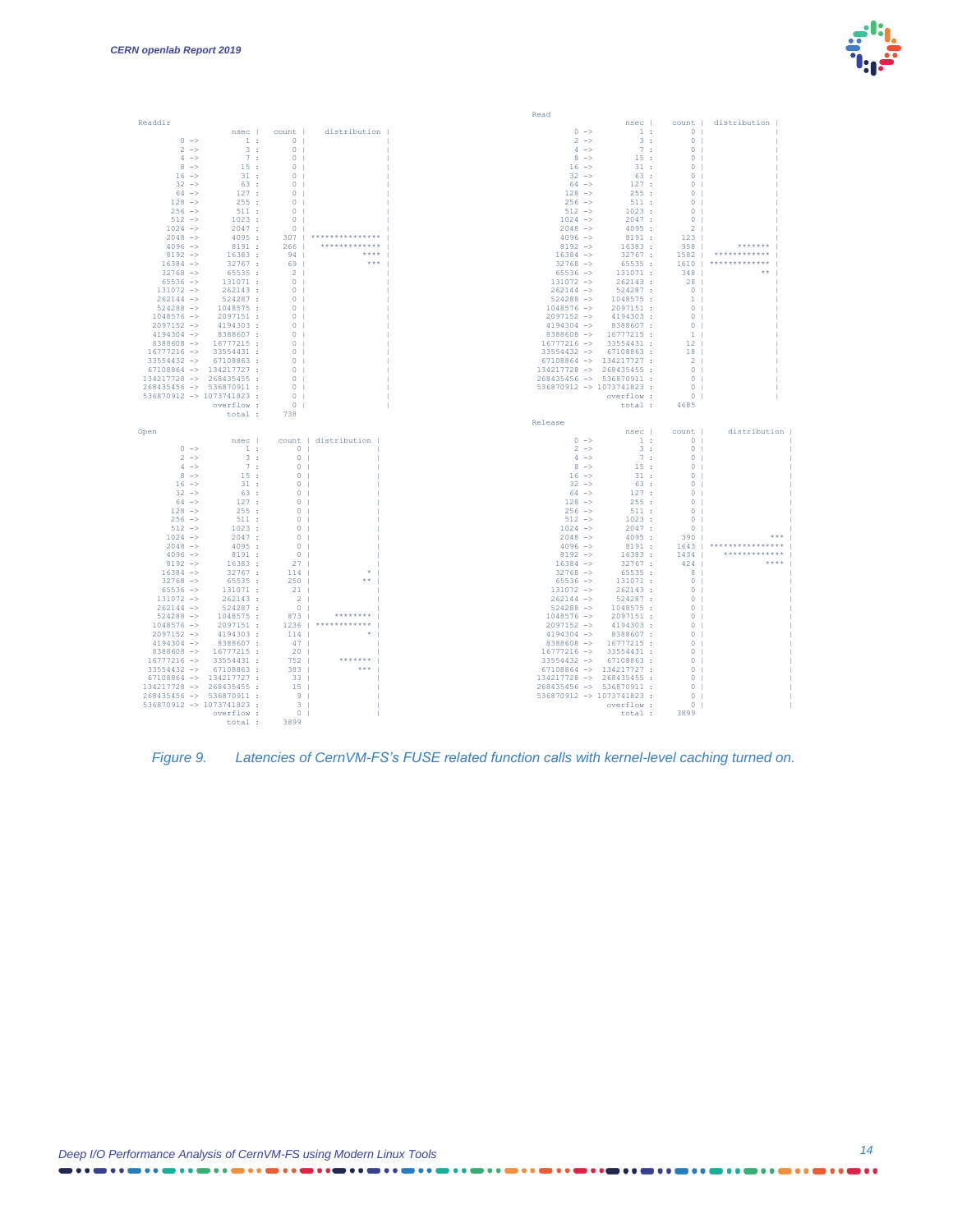```
Readdir
                     nsec |  count |   distribution |
         0 ->            1 :      0 |               |
         2 ->            3 :      0 |               |
         4 ->            7 :      0 |               |
         8 ->           15 :      0 |               |
        16 ->           31 :      0 |               |
        32 ->           63 :      0 |               |
        64 ->          127 :      0 |               |
       128 ->          255 :      0 |               |
       256 ->          511 :      0 |               |
       512 ->         1023 :      0 |               |
      1024 ->         2047 :      0 |               |
      2048 ->         4095 :    307 | ***************|
      4096 ->         8191 :    266 |  *************|
      8192 ->        16383 :     94 |           ****|
     16384 ->        32767 :     69 |            ***|
     32768 ->        65535 :      2 |               |
     65536 ->       131071 :      0 |               |
    131072 ->       262143 :      0 |               |
    262144 ->       524287 :      0 |               |
    524288 ->      1048575 :      0 |               |
   1048576 ->      2097151 :      0 |               |
   2097152 ->      4194303 :      0 |               |
   4194304 ->      8388607 :      0 |               |
   8388608 ->     16777215 :      0 |               |
  16777216 ->     33554431 :      0 |               |
  33554432 ->     67108863 :      0 |               |
  67108864 ->    134217727 :      0 |               |
 134217728 ->    268435455 :      0 |               |
 268435456 ->    536870911 :      0 |               |
 536870912 ->   1073741823 :      0 |               |
                  overflow :      0 |               |
                     total :    738
```

```
Read
                     nsec |  count |   distribution |
         0 ->            1 :      0 |               |
         2 ->            3 :      0 |               |
         4 ->            7 :      0 |               |
         8 ->           15 :      0 |               |
        16 ->           31 :      0 |               |
        32 ->           63 :      0 |               |
        64 ->          127 :      0 |               |
       128 ->          255 :      0 |               |
       256 ->          511 :      0 |               |
       512 ->         1023 :      0 |               |
      1024 ->         2047 :      0 |               |
      2048 ->         4095 :      2 |               |
      4096 ->         8191 :    123 |               |
      8192 ->        16383 :    958 |        *******|
     16384 ->        32767 :   1582 |   ************|
     32768 ->        65535 :   1610 |  *************|
     65536 ->       131071 :    348 |             **|
    131072 ->       262143 :     28 |               |
    262144 ->       524287 :      0 |               |
    524288 ->      1048575 :      1 |               |
   1048576 ->      2097151 :      0 |               |
   2097152 ->      4194303 :      0 |               |
   4194304 ->      8388607 :      0 |               |
   8388608 ->     16777215 :      1 |               |
  16777216 ->     33554431 :     12 |               |
  33554432 ->     67108863 :     18 |               |
  67108864 ->    134217727 :      2 |               |
 134217728 ->    268435455 :      0 |               |
 268435456 ->    536870911 :      0 |               |
 536870912 ->   1073741823 :      0 |               |
                  overflow :      0 |               |
                     total :   4685
```

```
Open
                     nsec |  count |   distribution |
         0 ->            1 :      0 |               |
         2 ->            3 :      0 |               |
         4 ->            7 :      0 |               |
         8 ->           15 :      0 |               |
        16 ->           31 :      0 |               |
        32 ->           63 :      0 |               |
        64 ->          127 :      0 |               |
       128 ->          255 :      0 |               |
       256 ->          511 :      0 |               |
       512 ->         1023 :      0 |               |
      1024 ->         2047 :      0 |               |
      2048 ->         4095 :      0 |               |
      4096 ->         8191 :      0 |               |
      8192 ->        16383 :     27 |               |
     16384 ->        32767 :    114 |              *|
     32768 ->        65535 :    250 |             **|
     65536 ->       131071 :     21 |               |
    131072 ->       262143 :      2 |               |
    262144 ->       524287 :      0 |               |
    524288 ->      1048575 :    873 |       ********|
   1048576 ->      2097151 :   1236 |   ************|
   2097152 ->      4194303 :    114 |              *|
   4194304 ->      8388607 :     47 |               |
   8388608 ->     16777215 :     20 |               |
  16777216 ->     33554431 :    752 |        *******|
  33554432 ->     67108863 :    383 |            ***|
  67108864 ->    134217727 :     33 |               |
 134217728 ->    268435455 :     15 |               |
 268435456 ->    536870911 :      9 |               |
 536870912 ->   1073741823 :      3 |               |
                  overflow :      0 |               |
                     total :   3899
```

```
Release
                     nsec |  count |    distribution |
         0 ->            1 :      0 |                |
         2 ->            3 :      0 |                |
         4 ->            7 :      0 |                |
         8 ->           15 :      0 |                |
        16 ->           31 :      0 |                |
        32 ->           63 :      0 |                |
        64 ->          127 :      0 |                |
       128 ->          255 :      0 |                |
       256 ->          511 :      0 |                |
       512 ->         1023 :      0 |                |
      1024 ->         2047 :      0 |                |
      2048 ->         4095 :    390 |             ***|
      4096 ->         8191 :   1643 |****************|
      8192 ->        16383 :   1434 |   *************|
     16384 ->        32767 :    424 |            ****|
     32768 ->        65535 :      8 |                |
     65536 ->       131071 :      0 |                |
    131072 ->       262143 :      0 |                |
    262144 ->       524287 :      0 |                |
    524288 ->      1048575 :      0 |                |
   1048576 ->      2097151 :      0 |                |
   2097152 ->      4194303 :      0 |                |
   4194304 ->      8388607 :      0 |                |
   8388608 ->     16777215 :      0 |                |
  16777216 ->     33554431 :      0 |                |
  33554432 ->     67108863 :      0 |                |
  67108864 ->    134217727 :      0 |                |
 134217728 ->    268435455 :      0 |                |
 268435456 ->    536870911 :      0 |                |
 536870912 ->   1073741823 :      0 |                |
                  overflow :      0 |                |
                     total :   3899
```

*Figure 9. Latencies of CernVM-FS's FUSE related function calls with kernel-level caching turned on.*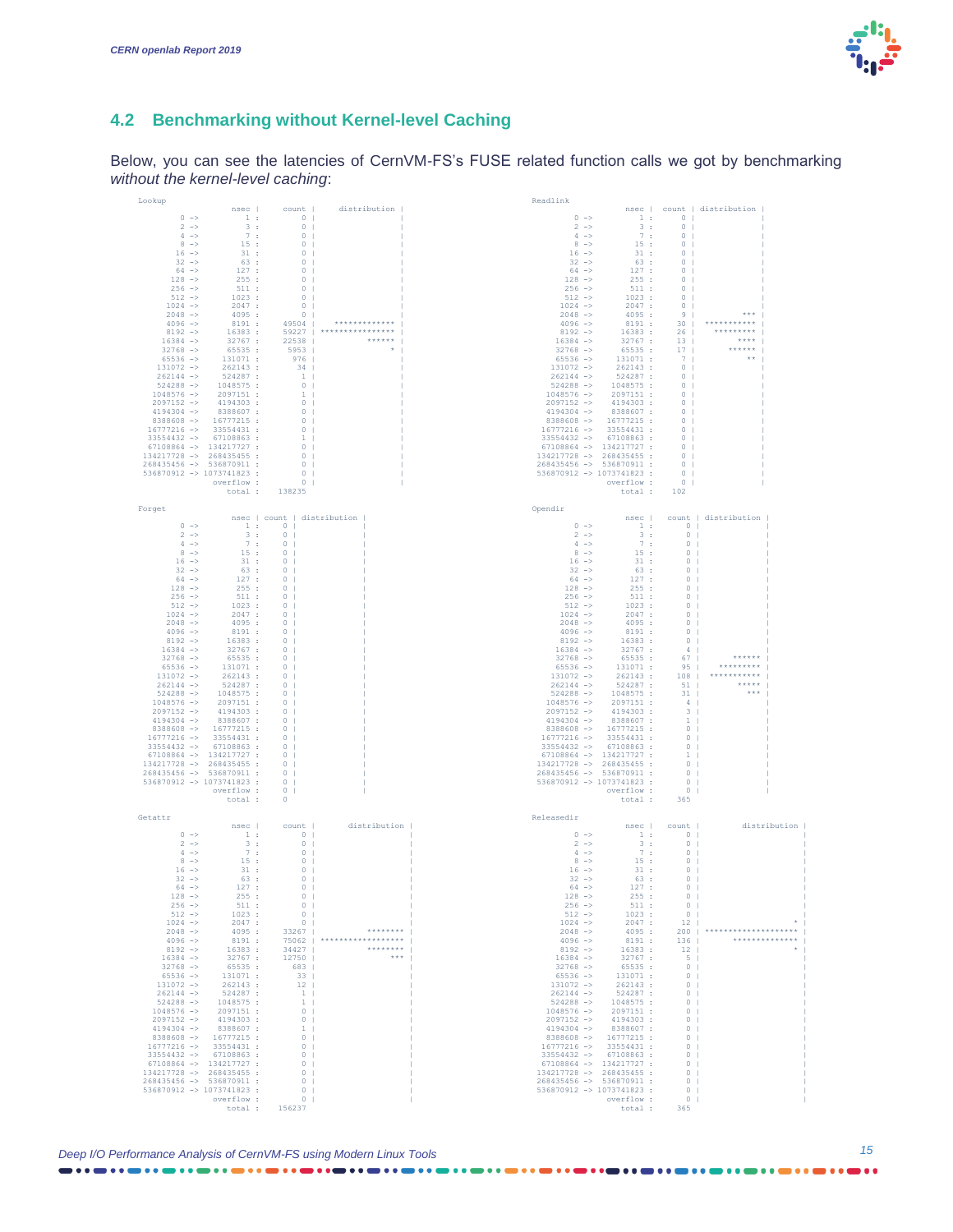## 4.2 Benchmarking without Kernel-level Caching

Below, you can see the latencies of CernVM-FS's FUSE related function calls we got by benchmarking *without the kernel-level caching*:

```
Lookup
                    nsec |     count |      distribution |
        0 ->           1 :         0 |                   |
        2 ->           3 :         0 |                   |
        4 ->           7 :         0 |                   |
        8 ->          15 :         0 |                   |
       16 ->          31 :         0 |                   |
       32 ->          63 :         0 |                   |
       64 ->         127 :         0 |                   |
      128 ->         255 :         0 |                   |
      256 ->         511 :         0 |                   |
      512 ->        1023 :         0 |                   |
     1024 ->        2047 :         0 |                   |
     2048 ->        4095 :         0 |                   |
     4096 ->        8191 :     49504 |     ************* |
     8192 ->       16383 :     59227 | ***************** |
    16384 ->       32767 :     22538 |            ****** |
    32768 ->       65535 :      5953 |                 * |
    65536 ->      131071 :       976 |                   |
   131072 ->      262143 :        34 |                   |
   262144 ->      524287 :         1 |                   |
   524288 ->     1048575 :         0 |                   |
  1048576 ->     2097151 :         1 |                   |
  2097152 ->     4194303 :         0 |                   |
  4194304 ->     8388607 :         0 |                   |
  8388608 ->    16777215 :         0 |                   |
 16777216 ->    33554431 :         0 |                   |
 33554432 ->    67108863 :         1 |                   |
 67108864 ->   134217727 :         0 |                   |
134217728 ->   268435455 :         0 |                   |
268435456 ->   536870911 :         0 |                   |
536870912 ->  1073741823 :         0 |                   |
                overflow :         0 |                   |
                   total :    138235
```

```
Readlink
                    nsec | count | distribution |
        0 ->           1 :     0 |              |
        2 ->           3 :     0 |              |
        4 ->           7 :     0 |              |
        8 ->          15 :     0 |              |
       16 ->          31 :     0 |              |
       32 ->          63 :     0 |              |
       64 ->         127 :     0 |              |
      128 ->         255 :     0 |              |
      256 ->         511 :     0 |              |
      512 ->        1023 :     0 |              |
     1024 ->        2047 :     0 |              |
     2048 ->        4095 :     9 |          *** |
     4096 ->        8191 :    30 |  *********** |
     8192 ->       16383 :    26 |    ********* |
    16384 ->       32767 :    13 |         **** |
    32768 ->       65535 :    17 |       ****** |
    65536 ->      131071 :     7 |           ** |
   131072 ->      262143 :     0 |              |
   262144 ->      524287 :     0 |              |
   524288 ->     1048575 :     0 |              |
  1048576 ->     2097151 :     0 |              |
  2097152 ->     4194303 :     0 |              |
  4194304 ->     8388607 :     0 |              |
  8388608 ->    16777215 :     0 |              |
 16777216 ->    33554431 :     0 |              |
 33554432 ->    67108863 :     0 |              |
 67108864 ->   134217727 :     0 |              |
134217728 ->   268435455 :     0 |              |
268435456 ->   536870911 :     0 |              |
536870912 ->  1073741823 :     0 |              |
                overflow :     0 |              |
                   total :   102
```

```
Forget
                    nsec | count | distribution |
        0 ->           1 :     0 |              |
        2 ->           3 :     0 |              |
        4 ->           7 :     0 |              |
        8 ->          15 :     0 |              |
       16 ->          31 :     0 |              |
       32 ->          63 :     0 |              |
       64 ->         127 :     0 |              |
      128 ->         255 :     0 |              |
      256 ->         511 :     0 |              |
      512 ->        1023 :     0 |              |
     1024 ->        2047 :     0 |              |
     2048 ->        4095 :     0 |              |
     4096 ->        8191 :     0 |              |
     8192 ->       16383 :     0 |              |
    16384 ->       32767 :     0 |              |
    32768 ->       65535 :     0 |              |
    65536 ->      131071 :     0 |              |
   131072 ->      262143 :     0 |              |
   262144 ->      524287 :     0 |              |
   524288 ->     1048575 :     0 |              |
  1048576 ->     2097151 :     0 |              |
  2097152 ->     4194303 :     0 |              |
  4194304 ->     8388607 :     0 |              |
  8388608 ->    16777215 :     0 |              |
 16777216 ->    33554431 :     0 |              |
 33554432 ->    67108863 :     0 |              |
 67108864 ->   134217727 :     0 |              |
134217728 ->   268435455 :     0 |              |
268435456 ->   536870911 :     0 |              |
536870912 ->  1073741823 :     0 |              |
                overflow :     0 |              |
                   total :     0
```

```
Opendir
                    nsec | count | distribution |
        0 ->           1 :     0 |              |
        2 ->           3 :     0 |              |
        4 ->           7 :     0 |              |
        8 ->          15 :     0 |              |
       16 ->          31 :     0 |              |
       32 ->          63 :     0 |              |
       64 ->         127 :     0 |              |
      128 ->         255 :     0 |              |
      256 ->         511 :     0 |              |
      512 ->        1023 :     0 |              |
     1024 ->        2047 :     0 |              |
     2048 ->        4095 :     0 |              |
     4096 ->        8191 :     0 |              |
     8192 ->       16383 :     0 |              |
    16384 ->       32767 :     4 |              |
    32768 ->       65535 :    67 |       ****** |
    65536 ->      131071 :    95 |    ********* |
   131072 ->      262143 :   108 |  *********** |
   262144 ->      524287 :    51 |        ***** |
   524288 ->     1048575 :    31 |          *** |
  1048576 ->     2097151 :     4 |              |
  2097152 ->     4194303 :     3 |              |
  4194304 ->     8388607 :     1 |              |
  8388608 ->    16777215 :     0 |              |
 16777216 ->    33554431 :     0 |              |
 33554432 ->    67108863 :     0 |              |
 67108864 ->   134217727 :     1 |              |
134217728 ->   268435455 :     0 |              |
268435456 ->   536870911 :     0 |              |
536870912 ->  1073741823 :     0 |              |
                overflow :     0 |              |
                   total :   365
```

```
Getattr
                    nsec |     count |       distribution |
        0 ->           1 :         0 |                    |
        2 ->           3 :         0 |                    |
        4 ->           7 :         0 |                    |
        8 ->          15 :         0 |                    |
       16 ->          31 :         0 |                    |
       32 ->          63 :         0 |                    |
       64 ->         127 :         0 |                    |
      128 ->         255 :         0 |                    |
      256 ->         511 :         0 |                    |
      512 ->        1023 :         0 |                    |
     1024 ->        2047 :         0 |                    |
     2048 ->        4095 :     33267 |           ******** |
     4096 ->        8191 :     75062 | ****************** |
     8192 ->       16383 :     34427 |           ******** |
    16384 ->       32767 :     12750 |                *** |
    32768 ->       65535 :       683 |                    |
    65536 ->      131071 :        33 |                    |
   131072 ->      262143 :        12 |                    |
   262144 ->      524287 :         1 |                    |
   524288 ->     1048575 :         1 |                    |
  1048576 ->     2097151 :         0 |                    |
  2097152 ->     4194303 :         0 |                    |
  4194304 ->     8388607 :         1 |                    |
  8388608 ->    16777215 :         0 |                    |
 16777216 ->    33554431 :         0 |                    |
 33554432 ->    67108863 :         0 |                    |
 67108864 ->   134217727 :         0 |                    |
134217728 ->   268435455 :         0 |                    |
268435456 ->   536870911 :         0 |                    |
536870912 ->  1073741823 :         0 |                    |
                overflow :         0 |                    |
                   total :    156237
```

```
Releasedir
                    nsec | count |         distribution |
        0 ->           1 :     0 |                      |
        2 ->           3 :     0 |                      |
        4 ->           7 :     0 |                      |
        8 ->          15 :     0 |                      |
       16 ->          31 :     0 |                      |
       32 ->          63 :     0 |                      |
       64 ->         127 :     0 |                      |
      128 ->         255 :     0 |                      |
      256 ->         511 :     0 |                      |
      512 ->        1023 :     0 |                      |
     1024 ->        2047 :    12 |                    * |
     2048 ->        4095 :   200 | ******************** |
     4096 ->        8191 :   136 |       ************** |
     8192 ->       16383 :    12 |                    * |
    16384 ->       32767 :     5 |                      |
    32768 ->       65535 :     0 |                      |
    65536 ->      131071 :     0 |                      |
   131072 ->      262143 :     0 |                      |
   262144 ->      524287 :     0 |                      |
   524288 ->     1048575 :     0 |                      |
  1048576 ->     2097151 :     0 |                      |
  2097152 ->     4194303 :     0 |                      |
  4194304 ->     8388607 :     0 |                      |
  8388608 ->    16777215 :     0 |                      |
 16777216 ->    33554431 :     0 |                      |
 33554432 ->    67108863 :     0 |                      |
 67108864 ->   134217727 :     0 |                      |
134217728 ->   268435455 :     0 |                      |
268435456 ->   536870911 :     0 |                      |
536870912 ->  1073741823 :     0 |                      |
                overflow :     0 |                      |
                   total :   365
```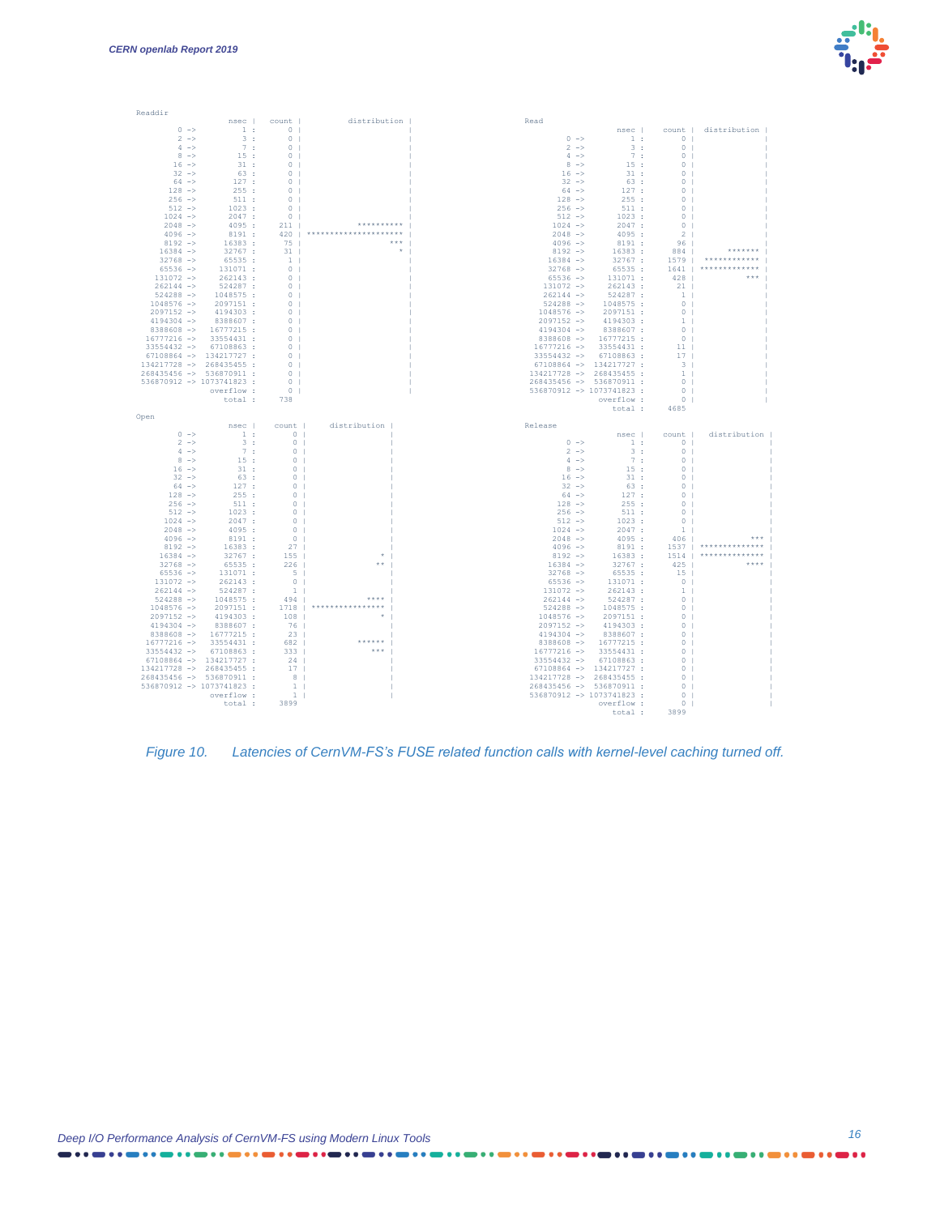```
Readdir
                   nsec |    count |        distribution |
       0 ->           1 :        0 |                     |
       2 ->           3 :        0 |                     |
       4 ->           7 :        0 |                     |
       8 ->          15 :        0 |                     |
      16 ->          31 :        0 |                     |
      32 ->          63 :        0 |                     |
      64 ->         127 :        0 |                     |
     128 ->         255 :        0 |                     |
     256 ->         511 :        0 |                     |
     512 ->        1023 :        0 |                     |
    1024 ->        2047 :        0 |                     |
    2048 ->        4095 :      211 |          ********** |
    4096 ->        8191 :      420 | ******************** |
    8192 ->       16383 :       75 |                 *** |
   16384 ->       32767 :       31 |                   * |
   32768 ->       65535 :        1 |                     |
   65536 ->      131071 :        0 |                     |
  131072 ->      262143 :        0 |                     |
  262144 ->      524287 :        0 |                     |
  524288 ->     1048575 :        0 |                     |
 1048576 ->     2097151 :        0 |                     |
 2097152 ->     4194303 :        0 |                     |
 4194304 ->     8388607 :        0 |                     |
 8388608 ->    16777215 :        0 |                     |
16777216 ->    33554431 :        0 |                     |
33554432 ->    67108863 :        0 |                     |
67108864 ->   134217727 :        0 |                     |
134217728 ->  268435455 :        0 |                     |
268435456 ->  536870911 :        0 |                     |
536870912 -> 1073741823 :        0 |                     |
               overflow :        0 |                     |
                  total :      738

Read
                   nsec |    count |   distribution |
       0 ->           1 :        0 |                |
       2 ->           3 :        0 |                |
       4 ->           7 :        0 |                |
       8 ->          15 :        0 |                |
      16 ->          31 :        0 |                |
      32 ->          63 :        0 |                |
      64 ->         127 :        0 |                |
     128 ->         255 :        0 |                |
     256 ->         511 :        0 |                |
     512 ->        1023 :        0 |                |
    1024 ->        2047 :        0 |                |
    2048 ->        4095 :        2 |                |
    4096 ->        8191 :       96 |                |
    8192 ->       16383 :      884 |        ******* |
   16384 ->       32767 :     1579 |   ************ |
   32768 ->       65535 :     1641 |  ************* |
   65536 ->      131071 :      428 |            *** |
  131072 ->      262143 :       21 |                |
  262144 ->      524287 :        1 |                |
  524288 ->     1048575 :        0 |                |
 1048576 ->     2097151 :        0 |                |
 2097152 ->     4194303 :        1 |                |
 4194304 ->     8388607 :        0 |                |
 8388608 ->    16777215 :        0 |                |
16777216 ->    33554431 :       11 |                |
33554432 ->    67108863 :       17 |                |
67108864 ->   134217727 :        3 |                |
134217728 ->  268435455 :        1 |                |
268435456 ->  536870911 :        0 |                |
536870912 -> 1073741823 :        0 |                |
               overflow :        0 |                |
                  total :     4685

Open
                   nsec |    count |     distribution |
       0 ->           1 :        0 |                  |
       2 ->           3 :        0 |                  |
       4 ->           7 :        0 |                  |
       8 ->          15 :        0 |                  |
      16 ->          31 :        0 |                  |
      32 ->          63 :        0 |                  |
      64 ->         127 :        0 |                  |
     128 ->         255 :        0 |                  |
     256 ->         511 :        0 |                  |
     512 ->        1023 :        0 |                  |
    1024 ->        2047 :        0 |                  |
    2048 ->        4095 :        0 |                  |
    4096 ->        8191 :        0 |                  |
    8192 ->       16383 :       27 |                  |
   16384 ->       32767 :      155 |                * |
   32768 ->       65535 :      226 |               ** |
   65536 ->      131071 :        5 |                  |
  131072 ->      262143 :        0 |                  |
  262144 ->      524287 :        1 |                  |
  524288 ->     1048575 :      494 |             **** |
 1048576 ->     2097151 :     1718 | **************** |
 2097152 ->     4194303 :      108 |                * |
 4194304 ->     8388607 :       76 |                  |
 8388608 ->    16777215 :       23 |                  |
16777216 ->    33554431 :      682 |           ****** |
33554432 ->    67108863 :      333 |              *** |
67108864 ->   134217727 :       24 |                  |
134217728 ->  268435455 :       17 |                  |
268435456 ->  536870911 :        8 |                  |
536870912 -> 1073741823 :        1 |                  |
               overflow :        1 |                  |
                  total :     3899

Release
                   nsec |    count |    distribution |
       0 ->           1 :        0 |                 |
       2 ->           3 :        0 |                 |
       4 ->           7 :        0 |                 |
       8 ->          15 :        0 |                 |
      16 ->          31 :        0 |                 |
      32 ->          63 :        0 |                 |
      64 ->         127 :        0 |                 |
     128 ->         255 :        0 |                 |
     256 ->         511 :        0 |                 |
     512 ->        1023 :        0 |                 |
    1024 ->        2047 :        1 |                 |
    2048 ->        4095 :      406 |             *** |
    4096 ->        8191 :     1537 |  ************** |
    8192 ->       16383 :     1514 |  ************** |
   16384 ->       32767 :      425 |            **** |
   32768 ->       65535 :       15 |                 |
   65536 ->      131071 :        0 |                 |
  131072 ->      262143 :        1 |                 |
  262144 ->      524287 :        0 |                 |
  524288 ->     1048575 :        0 |                 |
 1048576 ->     2097151 :        0 |                 |
 2097152 ->     4194303 :        0 |                 |
 4194304 ->     8388607 :        0 |                 |
 8388608 ->    16777215 :        0 |                 |
16777216 ->    33554431 :        0 |                 |
33554432 ->    67108863 :        0 |                 |
67108864 ->   134217727 :        0 |                 |
134217728 ->  268435455 :        0 |                 |
268435456 ->  536870911 :        0 |                 |
536870912 -> 1073741823 :        0 |                 |
               overflow :        0 |                 |
                  total :     3899
```

*Figure 10. Latencies of CernVM-FS's FUSE related function calls with kernel-level caching turned off.*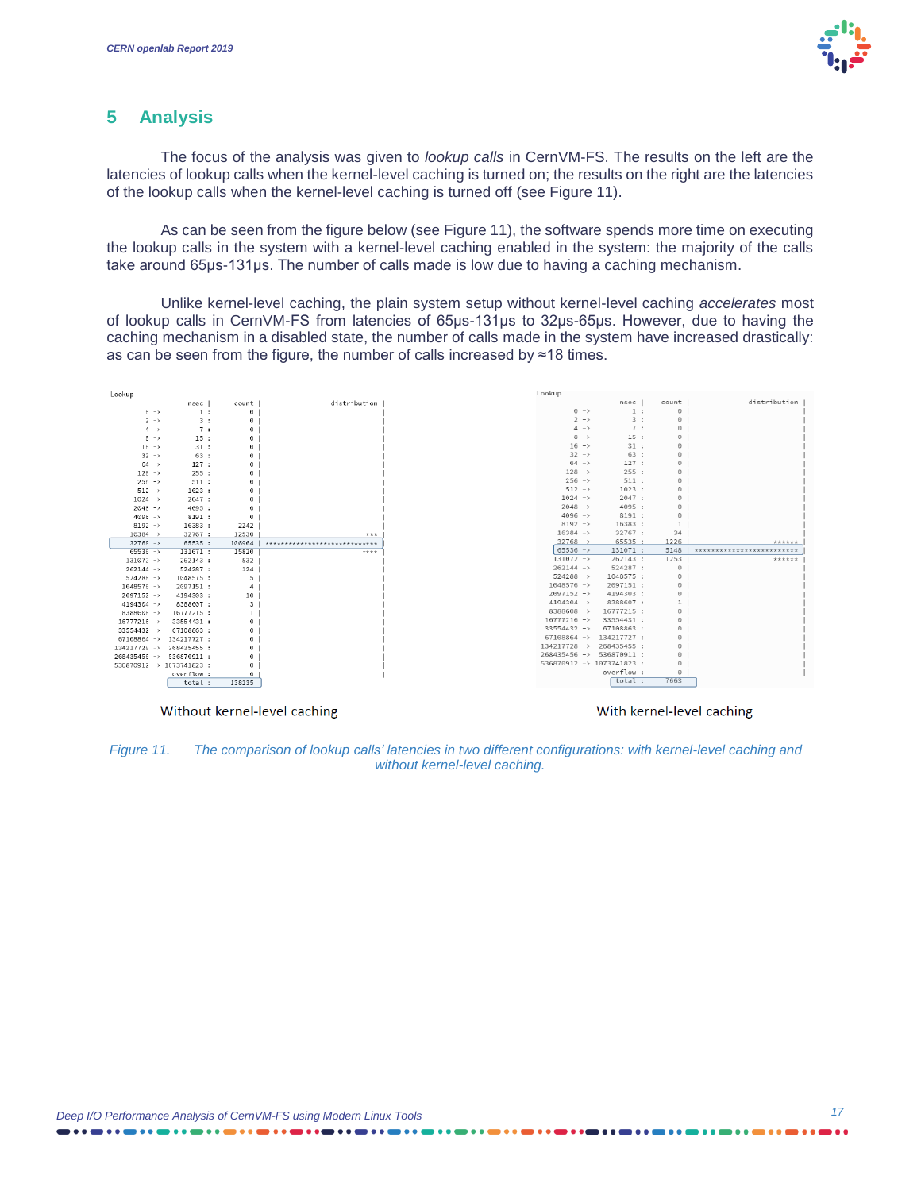## 5 Analysis

The focus of the analysis was given to *lookup calls* in CernVM-FS. The results on the left are the latencies of lookup calls when the kernel-level caching is turned on; the results on the right are the latencies of the lookup calls when the kernel-level caching is turned off (see Figure 11).

As can be seen from the figure below (see Figure 11), the software spends more time on executing the lookup calls in the system with a kernel-level caching enabled in the system: the majority of the calls take around 65µs-131µs. The number of calls made is low due to having a caching mechanism.

Unlike kernel-level caching, the plain system setup without kernel-level caching *accelerates* most of lookup calls in CernVM-FS from latencies of 65µs-131µs to 32µs-65µs. However, due to having the caching mechanism in a disabled state, the number of calls made in the system have increased drastically: as can be seen from the figure, the number of calls increased by ≈18 times.

```
Lookup
                 nsec |   count |                     distribution |
        0 ->        1 :       0 |                                  |
        2 ->        3 :       0 |                                  |
        4 ->        7 :       0 |                                  |
        8 ->       15 :       0 |                                  |
       16 ->       31 :       0 |                                  |
       32 ->       63 :       0 |                                  |
       64 ->      127 :       0 |                                  |
      128 ->      255 :       0 |                                  |
      256 ->      511 :       0 |                                  |
      512 ->     1023 :       0 |                                  |
     1024 ->     2047 :       0 |                                  |
     2048 ->     4095 :       0 |                                  |
     4096 ->     8191 :       0 |                                  |
     8192 ->    16383 :    2242 |                                  |
    16384 ->    32767 :   12530 |                              *** |
    32768 ->    65535 :  106964 | ******************************** |
    65536 ->   131071 :   15826 |                             **** |
   131072 ->   262143 :     532 |                                  |
   262144 ->   524287 :     124 |                                  |
   524288 ->  1048575 :       5 |                                  |
  1048576 ->  2097151 :       4 |                                  |
  2097152 ->  4194303 :      10 |                                  |
  4194304 ->  8388607 :       3 |                                  |
  8388608 -> 16777215 :       1 |                                  |
 16777216 -> 33554431 :       0 |                                  |
 33554432 -> 67108863 :       0 |                                  |
 67108864 -> 134217727 :      0 |                                  |
134217728 -> 268435455 :      0 |                                  |
268435456 -> 536870911 :      0 |                                  |
536870912 -> 1073741823 :     0 |                                  |
             overflow :       0 |                                  |
                total :  138235 |
```

Without kernel-level caching

```
Lookup
                 nsec |   count |                     distribution |
        0 ->        1 :       0 |                                  |
        2 ->        3 :       0 |                                  |
        4 ->        7 :       0 |                                  |
        8 ->       15 :       0 |                                  |
       16 ->       31 :       0 |                                  |
       32 ->       63 :       0 |                                  |
       64 ->      127 :       0 |                                  |
      128 ->      255 :       0 |                                  |
      256 ->      511 :       0 |                                  |
      512 ->     1023 :       0 |                                  |
     1024 ->     2047 :       0 |                                  |
     2048 ->     4095 :       0 |                                  |
     4096 ->     8191 :       0 |                                  |
     8192 ->    16383 :       1 |                                  |
    16384 ->    32767 :      34 |                                  |
    32768 ->    65535 :    1226 |                           ****** |
    65536 ->   131071 :    5148 | ************************         |
   131072 ->   262143 :    1253 |                           ****** |
   262144 ->   524287 :       0 |                                  |
   524288 ->  1048575 :       0 |                                  |
  1048576 ->  2097151 :       0 |                                  |
  2097152 ->  4194303 :       0 |                                  |
  4194304 ->  8388607 :       1 |                                  |
  8388608 -> 16777215 :       0 |                                  |
 16777216 -> 33554431 :       0 |                                  |
 33554432 -> 67108863 :       0 |                                  |
 67108864 -> 134217727 :      0 |                                  |
134217728 -> 268435455 :      0 |                                  |
268435456 -> 536870911 :      0 |                                  |
536870912 -> 1073741823 :     0 |                                  |
             overflow :       0 |                                  |
                total :    7663 |
```

With kernel-level caching

*Figure 11. The comparison of lookup calls' latencies in two different configurations: with kernel-level caching and without kernel-level caching.*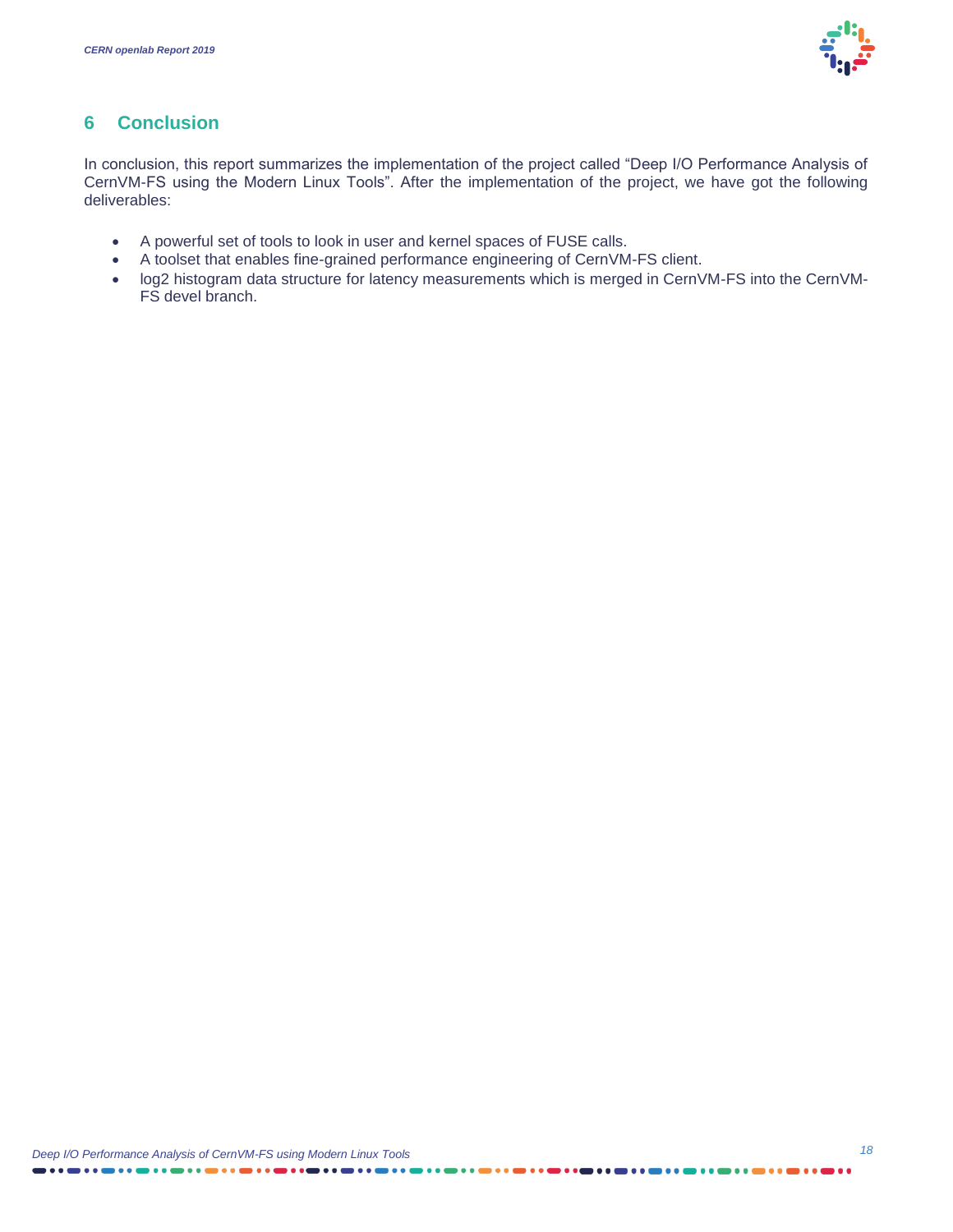## 6 Conclusion

In conclusion, this report summarizes the implementation of the project called “Deep I/O Performance Analysis of CernVM-FS using the Modern Linux Tools”. After the implementation of the project, we have got the following deliverables:

- A powerful set of tools to look in user and kernel spaces of FUSE calls.
- A toolset that enables fine-grained performance engineering of CernVM-FS client.
- log2 histogram data structure for latency measurements which is merged in CernVM-FS into the CernVM-FS devel branch.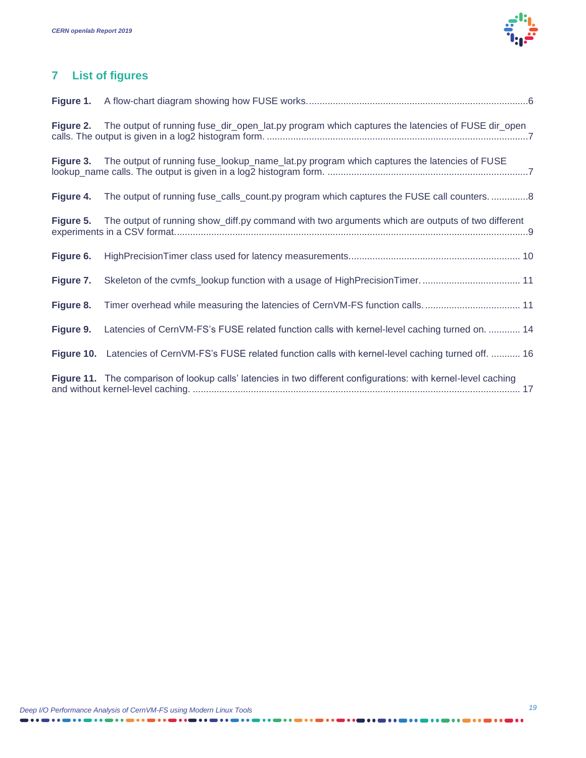# 7 List of figures

**Figure 1.** A flow-chart diagram showing how FUSE works....................................................................................6

**Figure 2.** The output of running fuse_dir_open_lat.py program which captures the latencies of FUSE dir_open calls. The output is given in a log2 histogram form. ....................................................................................................7

**Figure 3.** The output of running fuse_lookup_name_lat.py program which captures the latencies of FUSE lookup_name calls. The output is given in a log2 histogram form. ............................................................................7

**Figure 4.** The output of running fuse_calls_count.py program which captures the FUSE call counters. ..............8

**Figure 5.** The output of running show_diff.py command with two arguments which are outputs of two different experiments in a CSV format.....................................................................................................................................9

**Figure 6.** HighPrecisionTimer class used for latency measurements................................................................. 10

**Figure 7.** Skeleton of the cvmfs_lookup function with a usage of HighPrecisionTimer. ..................................... 11

**Figure 8.** Timer overhead while measuring the latencies of CernVM-FS function calls. .................................... 11

**Figure 9.** Latencies of CernVM-FS's FUSE related function calls with kernel-level caching turned on. ............ 14

**Figure 10.** Latencies of CernVM-FS's FUSE related function calls with kernel-level caching turned off. ........... 16

**Figure 11.** The comparison of lookup calls' latencies in two different configurations: with kernel-level caching and without kernel-level caching. ............................................................................................................................ 17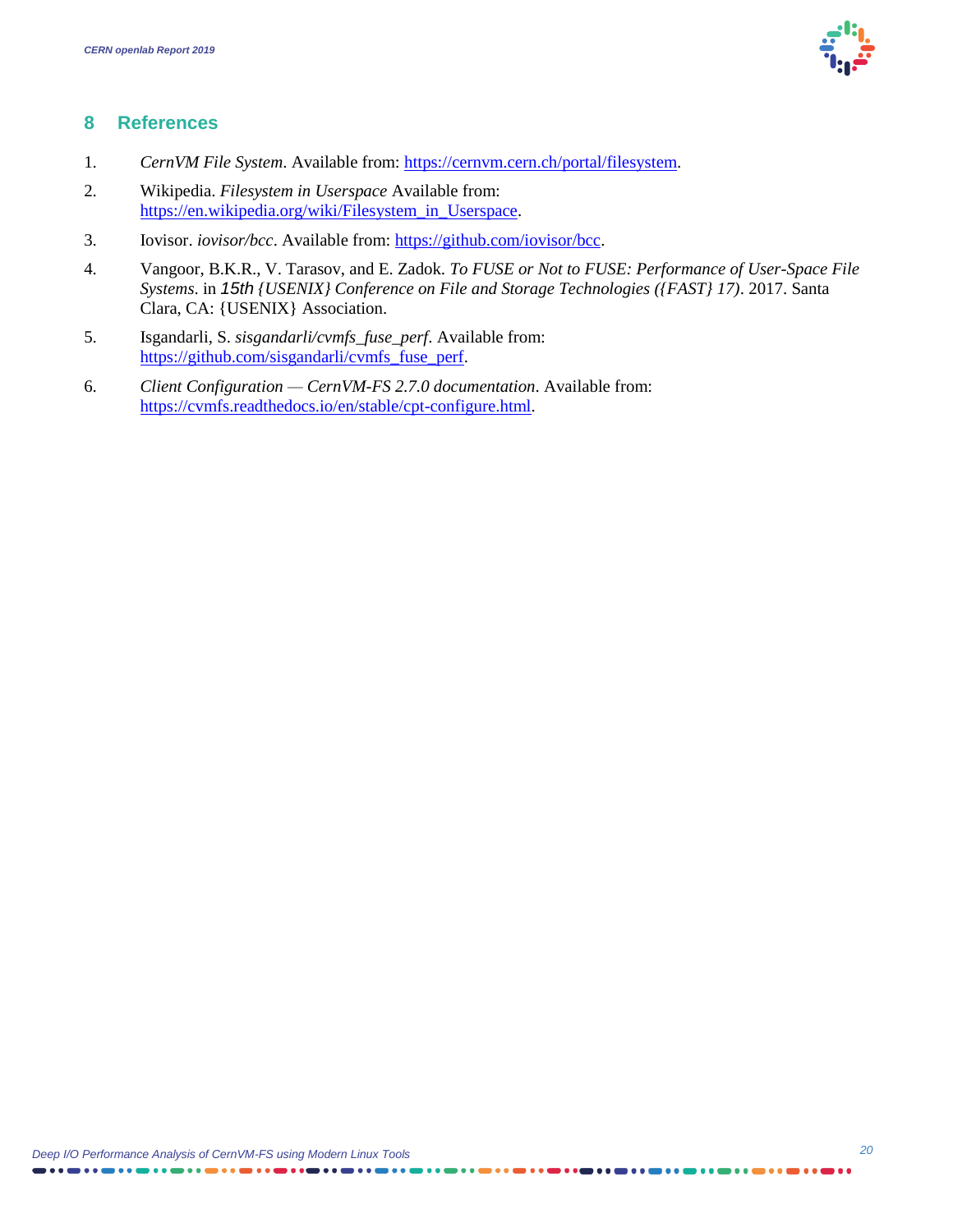## 8 References

1. *CernVM File System*. Available from: https://cernvm.cern.ch/portal/filesystem.
2. Wikipedia. *Filesystem in Userspace* Available from: https://en.wikipedia.org/wiki/Filesystem_in_Userspace.
3. Iovisor. *iovisor/bcc*. Available from: https://github.com/iovisor/bcc.
4. Vangoor, B.K.R., V. Tarasov, and E. Zadok. *To FUSE or Not to FUSE: Performance of User-Space File Systems*. in *15th {USENIX} Conference on File and Storage Technologies ({FAST} 17)*. 2017. Santa Clara, CA: {USENIX} Association.
5. Isgandarli, S. *sisgandarli/cvmfs_fuse_perf*. Available from: https://github.com/sisgandarli/cvmfs_fuse_perf.
6. *Client Configuration — CernVM-FS 2.7.0 documentation*. Available from: https://cvmfs.readthedocs.io/en/stable/cpt-configure.html.